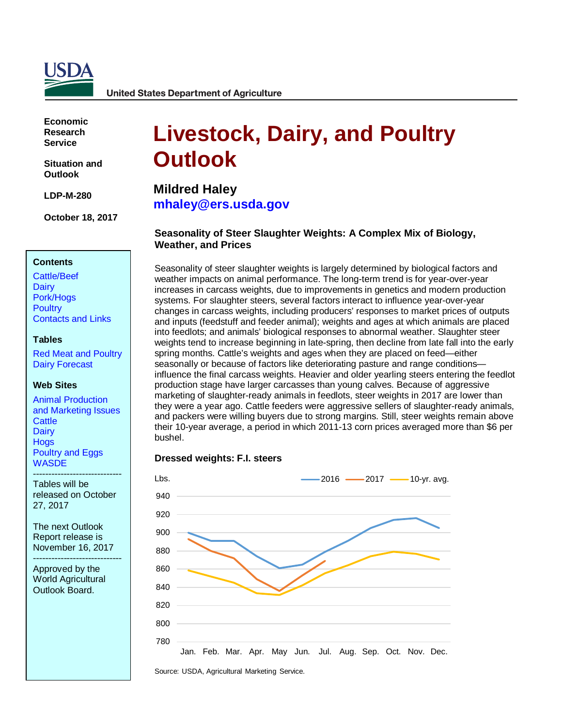United States Department of Agriculture

**Economic Research Service**

**Situation and Outlook**

**LDP-M-280**

**October 18, 2017**

**Contents**

- Cattle/Beef
- Dairy
- Pork/Hogs
- Poultry
- Contacts and Links

**Tables**

- Red Meat and Poultry
- Dairy Forecast

**Web Sites**

- Animal Production and Marketing Issues
- Cattle
- Dairy
- Hogs
- Poultry and Eggs
- WASDE

-----------------------------

Tables will be released on October 27, 2017

The next Outlook Report release is November 16, 2017

-----------------------------

Approved by the World Agricultural Outlook Board.

# Livestock, Dairy, and Poultry Outlook

**Mildred Haley**
**mhaley@ers.usda.gov**

### Seasonality of Steer Slaughter Weights: A Complex Mix of Biology, Weather, and Prices

Seasonality of steer slaughter weights is largely determined by biological factors and weather impacts on animal performance. The long-term trend is for year-over-year increases in carcass weights, due to improvements in genetics and modern production systems. For slaughter steers, several factors interact to influence year-over-year changes in carcass weights, including producers' responses to market prices of outputs and inputs (feedstuff and feeder animal); weights and ages at which animals are placed into feedlots; and animals' biological responses to abnormal weather. Slaughter steer weights tend to increase beginning in late-spring, then decline from late fall into the early spring months. Cattle's weights and ages when they are placed on feed—either seasonally or because of factors like deteriorating pasture and range conditions—influence the final carcass weights. Heavier and older yearling steers entering the feedlot production stage have larger carcasses than young calves. Because of aggressive marketing of slaughter-ready animals in feedlots, steer weights in 2017 are lower than they were a year ago. Cattle feeders were aggressive sellers of slaughter-ready animals, and packers were willing buyers due to strong margins. Still, steer weights remain above their 10-year average, a period in which 2011-13 corn prices averaged more than $6 per bushel.

**Dressed weights: F.I. steers**

Source: USDA, Agricultural Marketing Service.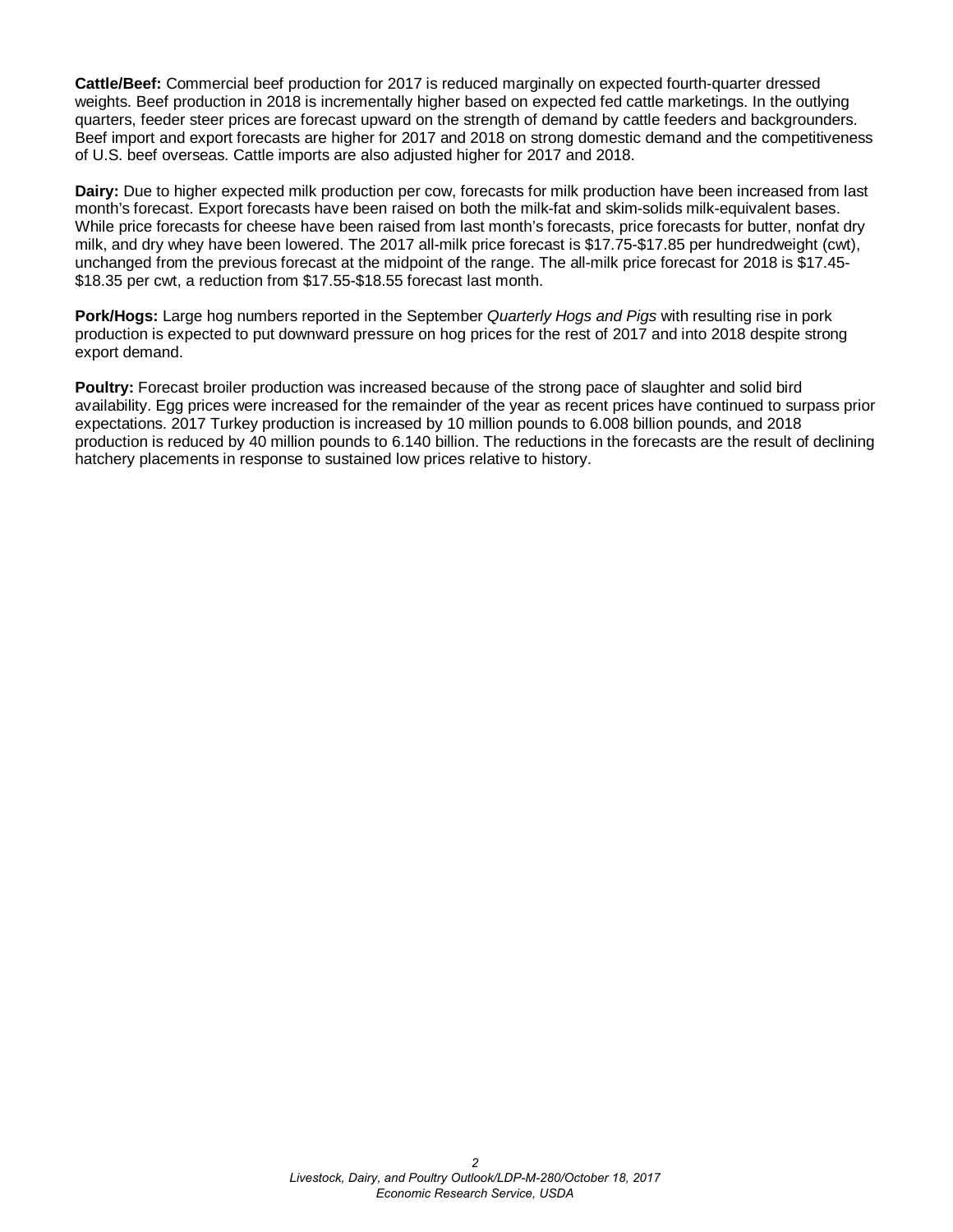**Cattle/Beef:** Commercial beef production for 2017 is reduced marginally on expected fourth-quarter dressed weights. Beef production in 2018 is incrementally higher based on expected fed cattle marketings. In the outlying quarters, feeder steer prices are forecast upward on the strength of demand by cattle feeders and backgrounders. Beef import and export forecasts are higher for 2017 and 2018 on strong domestic demand and the competitiveness of U.S. beef overseas. Cattle imports are also adjusted higher for 2017 and 2018.

**Dairy:** Due to higher expected milk production per cow, forecasts for milk production have been increased from last month's forecast. Export forecasts have been raised on both the milk-fat and skim-solids milk-equivalent bases. While price forecasts for cheese have been raised from last month's forecasts, price forecasts for butter, nonfat dry milk, and dry whey have been lowered. The 2017 all-milk price forecast is $17.75-$17.85 per hundredweight (cwt), unchanged from the previous forecast at the midpoint of the range. The all-milk price forecast for 2018 is $17.45-$18.35 per cwt, a reduction from $17.55-$18.55 forecast last month.

**Pork/Hogs:** Large hog numbers reported in the September *Quarterly Hogs and Pigs* with resulting rise in pork production is expected to put downward pressure on hog prices for the rest of 2017 and into 2018 despite strong export demand.

**Poultry:** Forecast broiler production was increased because of the strong pace of slaughter and solid bird availability. Egg prices were increased for the remainder of the year as recent prices have continued to surpass prior expectations. 2017 Turkey production is increased by 10 million pounds to 6.008 billion pounds, and 2018 production is reduced by 40 million pounds to 6.140 billion. The reductions in the forecasts are the result of declining hatchery placements in response to sustained low prices relative to history.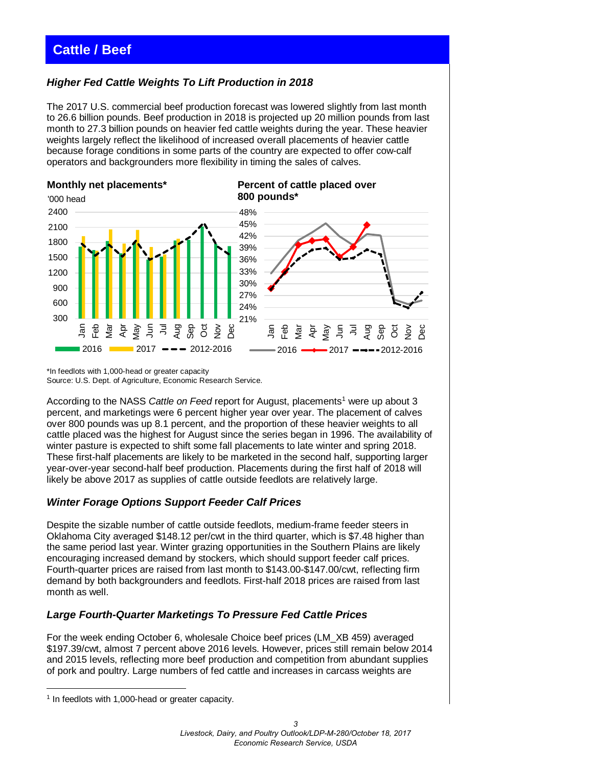# Cattle / Beef

### *Higher Fed Cattle Weights To Lift Production in 2018*

The 2017 U.S. commercial beef production forecast was lowered slightly from last month to 26.6 billion pounds. Beef production in 2018 is projected up 20 million pounds from last month to 27.3 billion pounds on heavier fed cattle weights during the year. These heavier weights largely reflect the likelihood of increased overall placements of heavier cattle because forage conditions in some parts of the country are expected to offer cow-calf operators and backgrounders more flexibility in timing the sales of calves.

**Monthly net placements***

'000 head

**Percent of cattle placed over 800 pounds***

*In feedlots with 1,000-head or greater capacity
Source: U.S. Dept. of Agriculture, Economic Research Service.

According to the NASS *Cattle on Feed* report for August, placements[1] were up about 3 percent, and marketings were 6 percent higher year over year. The placement of calves over 800 pounds was up 8.1 percent, and the proportion of these heavier weights to all cattle placed was the highest for August since the series began in 1996. The availability of winter pasture is expected to shift some fall placements to late winter and spring 2018. These first-half placements are likely to be marketed in the second half, supporting larger year-over-year second-half beef production. Placements during the first half of 2018 will likely be above 2017 as supplies of cattle outside feedlots are relatively large.

### *Winter Forage Options Support Feeder Calf Prices*

Despite the sizable number of cattle outside feedlots, medium-frame feeder steers in Oklahoma City averaged $148.12 per/cwt in the third quarter, which is $7.48 higher than the same period last year. Winter grazing opportunities in the Southern Plains are likely encouraging increased demand by stockers, which should support feeder calf prices. Fourth-quarter prices are raised from last month to $143.00-$147.00/cwt, reflecting firm demand by both backgrounders and feedlots. First-half 2018 prices are raised from last month as well.

### *Large Fourth-Quarter Marketings To Pressure Fed Cattle Prices*

For the week ending October 6, wholesale Choice beef prices (LM_XB 459) averaged $197.39/cwt, almost 7 percent above 2016 levels. However, prices still remain below 2014 and 2015 levels, reflecting more beef production and competition from abundant supplies of pork and poultry. Large numbers of fed cattle and increases in carcass weights are

[1] In feedlots with 1,000-head or greater capacity.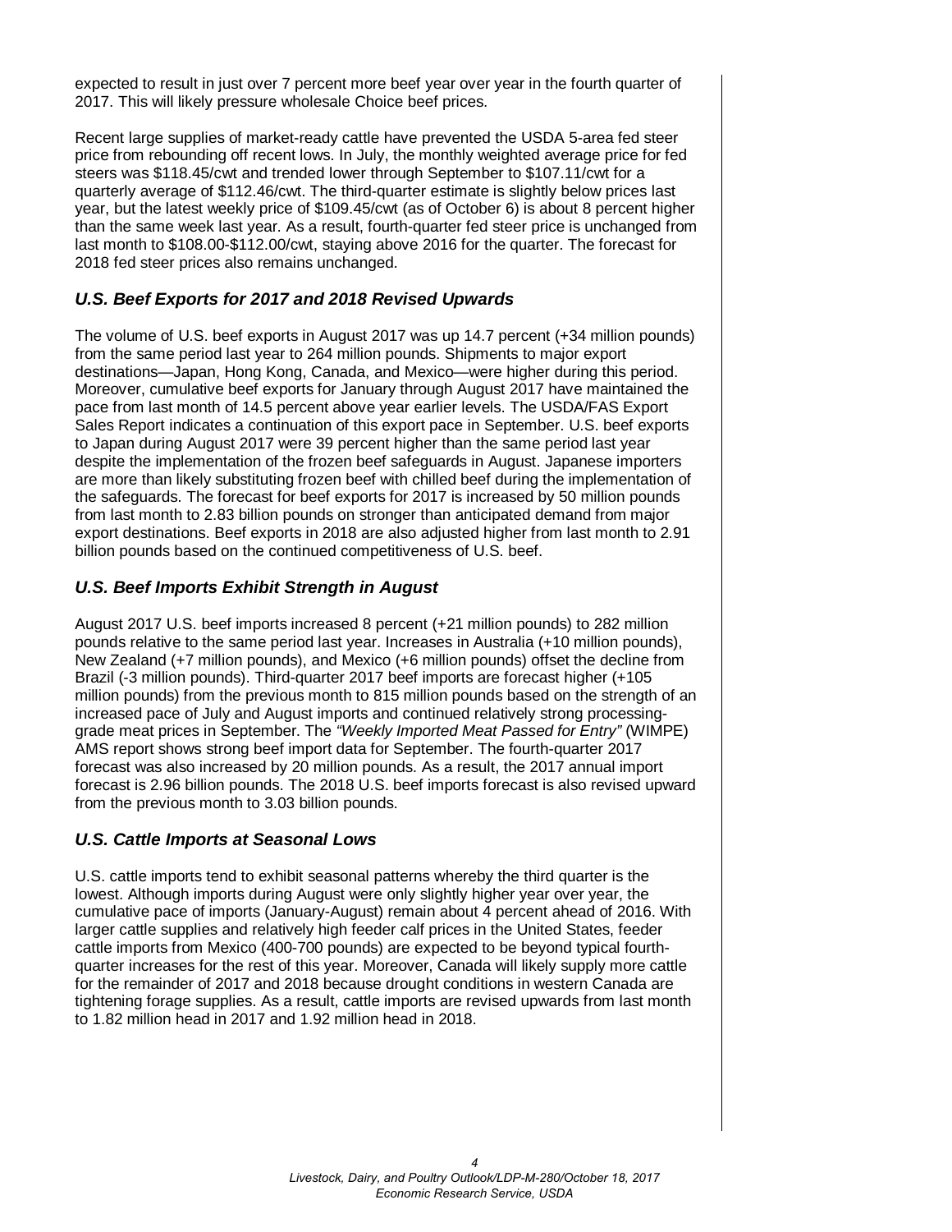expected to result in just over 7 percent more beef year over year in the fourth quarter of 2017. This will likely pressure wholesale Choice beef prices.

Recent large supplies of market-ready cattle have prevented the USDA 5-area fed steer price from rebounding off recent lows. In July, the monthly weighted average price for fed steers was $118.45/cwt and trended lower through September to $107.11/cwt for a quarterly average of $112.46/cwt. The third-quarter estimate is slightly below prices last year, but the latest weekly price of $109.45/cwt (as of October 6) is about 8 percent higher than the same week last year. As a result, fourth-quarter fed steer price is unchanged from last month to $108.00-$112.00/cwt, staying above 2016 for the quarter. The forecast for 2018 fed steer prices also remains unchanged.

### *U.S. Beef Exports for 2017 and 2018 Revised Upwards*

The volume of U.S. beef exports in August 2017 was up 14.7 percent (+34 million pounds) from the same period last year to 264 million pounds. Shipments to major export destinations—Japan, Hong Kong, Canada, and Mexico—were higher during this period. Moreover, cumulative beef exports for January through August 2017 have maintained the pace from last month of 14.5 percent above year earlier levels. The USDA/FAS Export Sales Report indicates a continuation of this export pace in September. U.S. beef exports to Japan during August 2017 were 39 percent higher than the same period last year despite the implementation of the frozen beef safeguards in August. Japanese importers are more than likely substituting frozen beef with chilled beef during the implementation of the safeguards. The forecast for beef exports for 2017 is increased by 50 million pounds from last month to 2.83 billion pounds on stronger than anticipated demand from major export destinations. Beef exports in 2018 are also adjusted higher from last month to 2.91 billion pounds based on the continued competitiveness of U.S. beef.

### *U.S. Beef Imports Exhibit Strength in August*

August 2017 U.S. beef imports increased 8 percent (+21 million pounds) to 282 million pounds relative to the same period last year. Increases in Australia (+10 million pounds), New Zealand (+7 million pounds), and Mexico (+6 million pounds) offset the decline from Brazil (-3 million pounds). Third-quarter 2017 beef imports are forecast higher (+105 million pounds) from the previous month to 815 million pounds based on the strength of an increased pace of July and August imports and continued relatively strong processing-grade meat prices in September. The *"Weekly Imported Meat Passed for Entry"* (WIMPE) AMS report shows strong beef import data for September. The fourth-quarter 2017 forecast was also increased by 20 million pounds. As a result, the 2017 annual import forecast is 2.96 billion pounds. The 2018 U.S. beef imports forecast is also revised upward from the previous month to 3.03 billion pounds.

### *U.S. Cattle Imports at Seasonal Lows*

U.S. cattle imports tend to exhibit seasonal patterns whereby the third quarter is the lowest. Although imports during August were only slightly higher year over year, the cumulative pace of imports (January-August) remain about 4 percent ahead of 2016. With larger cattle supplies and relatively high feeder calf prices in the United States, feeder cattle imports from Mexico (400-700 pounds) are expected to be beyond typical fourth-quarter increases for the rest of this year. Moreover, Canada will likely supply more cattle for the remainder of 2017 and 2018 because drought conditions in western Canada are tightening forage supplies. As a result, cattle imports are revised upwards from last month to 1.82 million head in 2017 and 1.92 million head in 2018.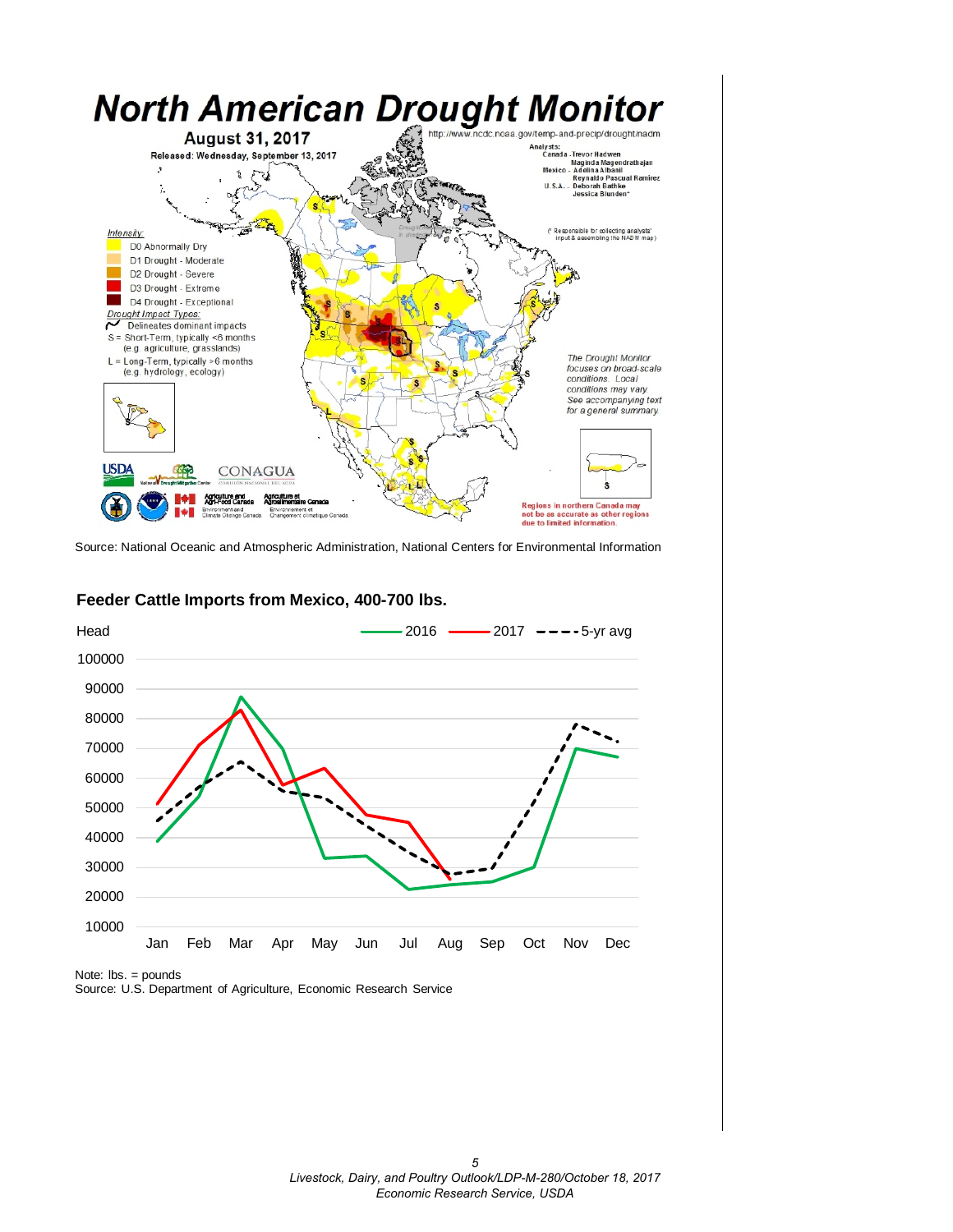# North American Drought Monitor

August 31, 2017

Released: Wednesday, September 13, 2017

http://www.ncdc.noaa.gov/temp-and-precip/drought/nadm

Source: National Oceanic and Atmospheric Administration, National Centers for Environmental Information

**Feeder Cattle Imports from Mexico, 400-700 lbs.**

Note: lbs. = pounds

Source: U.S. Department of Agriculture, Economic Research Service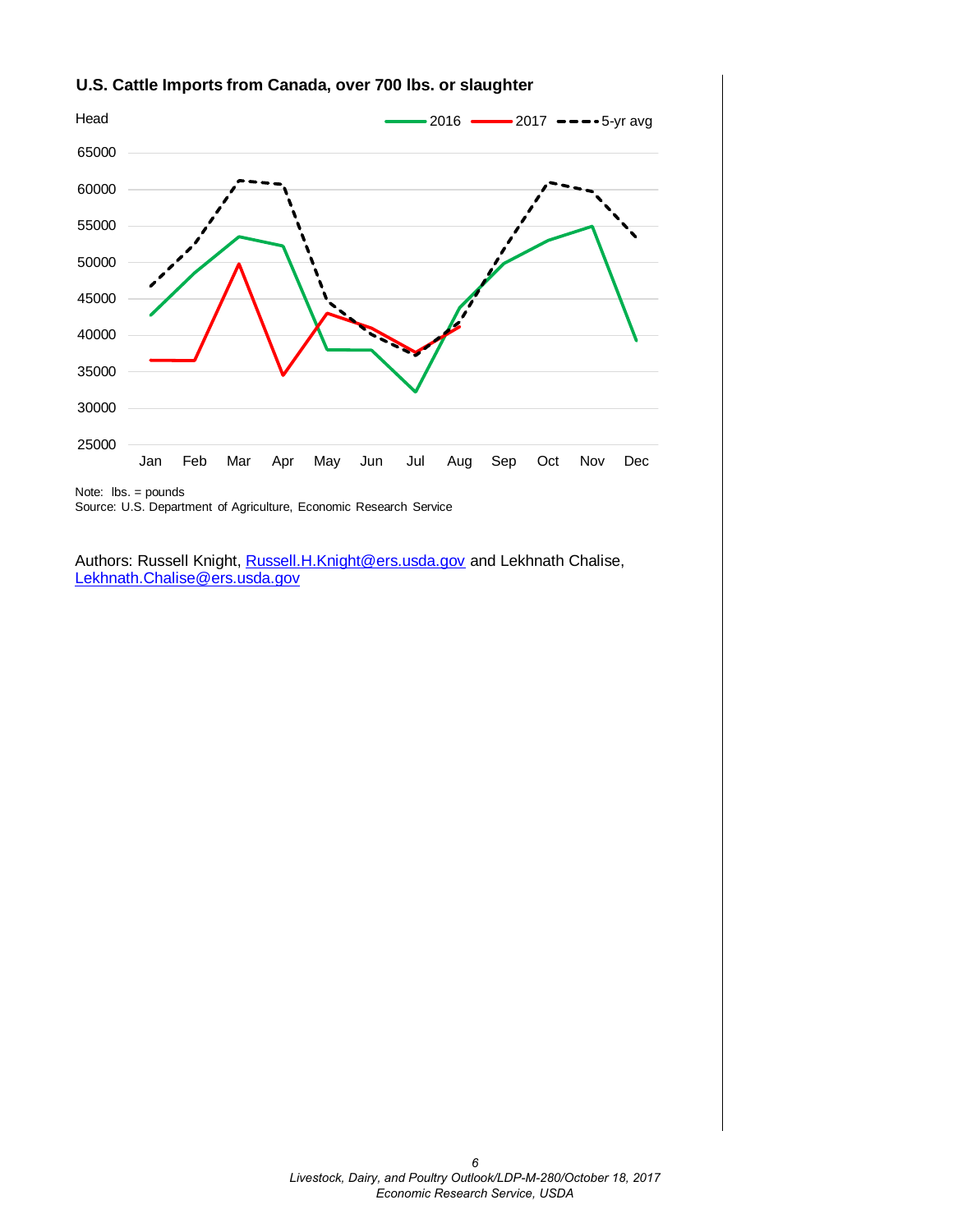**U.S. Cattle Imports from Canada, over 700 lbs. or slaughter**

Note: lbs. = pounds
Source: U.S. Department of Agriculture, Economic Research Service

Authors: Russell Knight, Russell.H.Knight@ers.usda.gov and Lekhnath Chalise, Lekhnath.Chalise@ers.usda.gov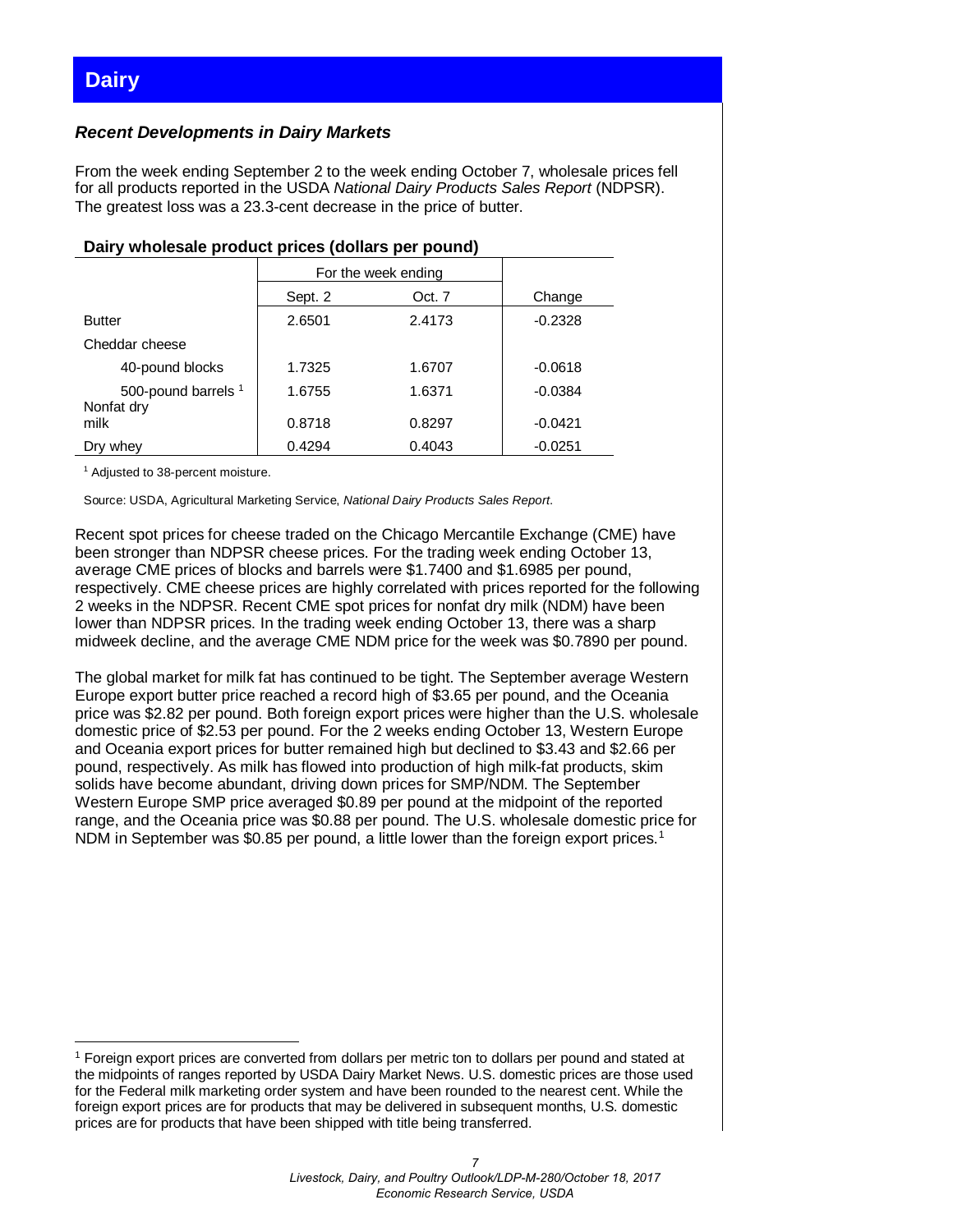# Dairy

### *Recent Developments in Dairy Markets*

From the week ending September 2 to the week ending October 7, wholesale prices fell for all products reported in the USDA *National Dairy Products Sales Report* (NDPSR). The greatest loss was a 23.3-cent decrease in the price of butter.

**Dairy wholesale product prices (dollars per pound)**

| | For the week ending | | |
|---|---|---|---|
| | Sept. 2 | Oct. 7 | Change |
| Butter | 2.6501 | 2.4173 | -0.2328 |
| Cheddar cheese | | | |
| 40-pound blocks | 1.7325 | 1.6707 | -0.0618 |
| 500-pound barrels [1] | 1.6755 | 1.6371 | -0.0384 |
| Nonfat dry milk | 0.8718 | 0.8297 | -0.0421 |
| Dry whey | 0.4294 | 0.4043 | -0.0251 |

[1] Adjusted to 38-percent moisture.

Source: USDA, Agricultural Marketing Service, *National Dairy Products Sales Report*.

Recent spot prices for cheese traded on the Chicago Mercantile Exchange (CME) have been stronger than NDPSR cheese prices. For the trading week ending October 13, average CME prices of blocks and barrels were $1.7400 and $1.6985 per pound, respectively. CME cheese prices are highly correlated with prices reported for the following 2 weeks in the NDPSR. Recent CME spot prices for nonfat dry milk (NDM) have been lower than NDPSR prices. In the trading week ending October 13, there was a sharp midweek decline, and the average CME NDM price for the week was $0.7890 per pound.

The global market for milk fat has continued to be tight. The September average Western Europe export butter price reached a record high of $3.65 per pound, and the Oceania price was $2.82 per pound. Both foreign export prices were higher than the U.S. wholesale domestic price of $2.53 per pound. For the 2 weeks ending October 13, Western Europe and Oceania export prices for butter remained high but declined to $3.43 and $2.66 per pound, respectively. As milk has flowed into production of high milk-fat products, skim solids have become abundant, driving down prices for SMP/NDM. The September Western Europe SMP price averaged $0.89 per pound at the midpoint of the reported range, and the Oceania price was $0.88 per pound. The U.S. wholesale domestic price for NDM in September was $0.85 per pound, a little lower than the foreign export prices.[1]

[1] Foreign export prices are converted from dollars per metric ton to dollars per pound and stated at the midpoints of ranges reported by USDA Dairy Market News. U.S. domestic prices are those used for the Federal milk marketing order system and have been rounded to the nearest cent. While the foreign export prices are for products that may be delivered in subsequent months, U.S. domestic prices are for products that have been shipped with title being transferred.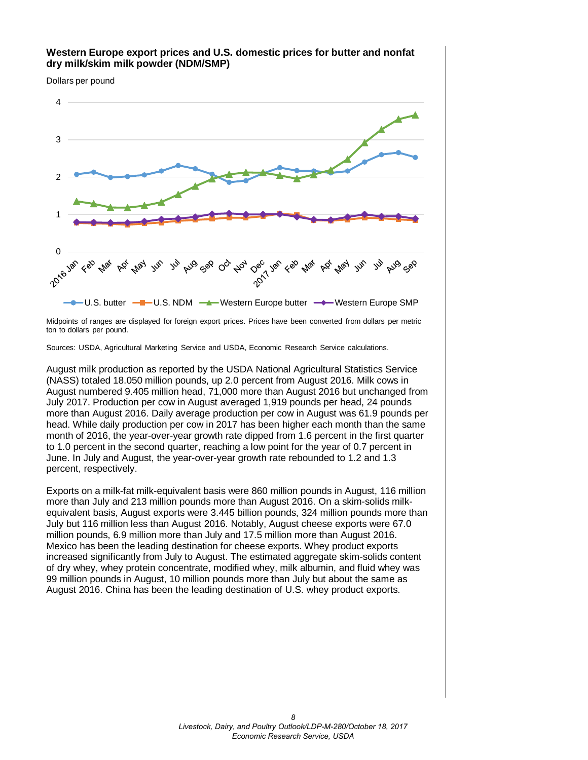**Western Europe export prices and U.S. domestic prices for butter and nonfat dry milk/skim milk powder (NDM/SMP)**

Dollars per pound

Midpoints of ranges are displayed for foreign export prices. Prices have been converted from dollars per metric ton to dollars per pound.

Sources: USDA, Agricultural Marketing Service and USDA, Economic Research Service calculations.

August milk production as reported by the USDA National Agricultural Statistics Service (NASS) totaled 18.050 million pounds, up 2.0 percent from August 2016. Milk cows in August numbered 9.405 million head, 71,000 more than August 2016 but unchanged from July 2017. Production per cow in August averaged 1,919 pounds per head, 24 pounds more than August 2016. Daily average production per cow in August was 61.9 pounds per head. While daily production per cow in 2017 has been higher each month than the same month of 2016, the year-over-year growth rate dipped from 1.6 percent in the first quarter to 1.0 percent in the second quarter, reaching a low point for the year of 0.7 percent in June. In July and August, the year-over-year growth rate rebounded to 1.2 and 1.3 percent, respectively.

Exports on a milk-fat milk-equivalent basis were 860 million pounds in August, 116 million more than July and 213 million pounds more than August 2016. On a skim-solids milk-equivalent basis, August exports were 3.445 billion pounds, 324 million pounds more than July but 116 million less than August 2016. Notably, August cheese exports were 67.0 million pounds, 6.9 million more than July and 17.5 million more than August 2016. Mexico has been the leading destination for cheese exports. Whey product exports increased significantly from July to August. The estimated aggregate skim-solids content of dry whey, whey protein concentrate, modified whey, milk albumin, and fluid whey was 99 million pounds in August, 10 million pounds more than July but about the same as August 2016. China has been the leading destination of U.S. whey product exports.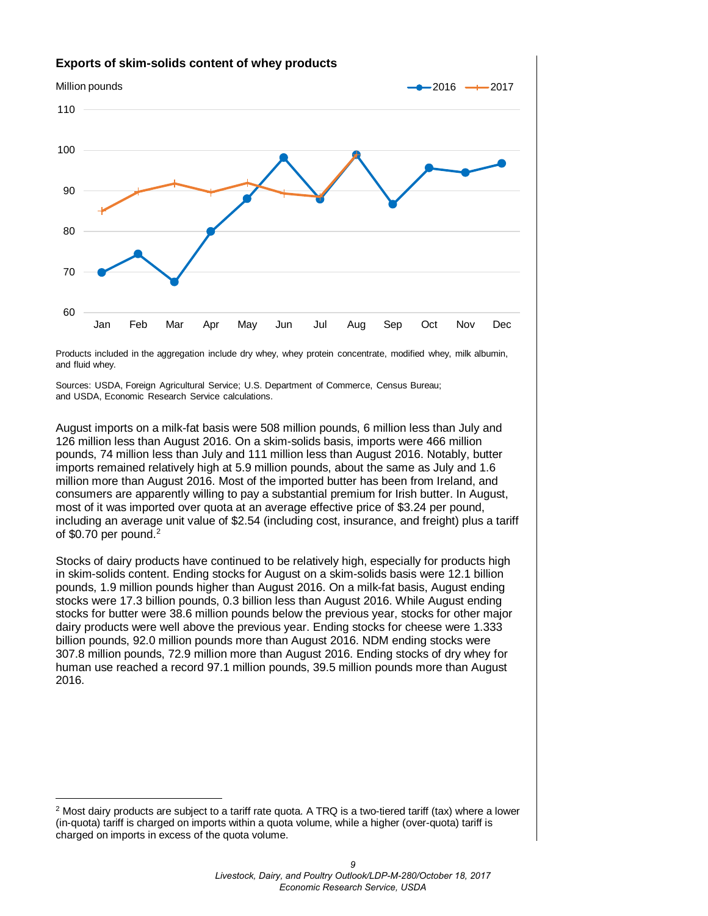**Exports of skim-solids content of whey products**

Million pounds

Products included in the aggregation include dry whey, whey protein concentrate, modified whey, milk albumin, and fluid whey.

Sources: USDA, Foreign Agricultural Service; U.S. Department of Commerce, Census Bureau; and USDA, Economic Research Service calculations.

August imports on a milk-fat basis were 508 million pounds, 6 million less than July and 126 million less than August 2016. On a skim-solids basis, imports were 466 million pounds, 74 million less than July and 111 million less than August 2016. Notably, butter imports remained relatively high at 5.9 million pounds, about the same as July and 1.6 million more than August 2016. Most of the imported butter has been from Ireland, and consumers are apparently willing to pay a substantial premium for Irish butter. In August, most of it was imported over quota at an average effective price of $3.24 per pound, including an average unit value of $2.54 (including cost, insurance, and freight) plus a tariff of $0.70 per pound.[2]

Stocks of dairy products have continued to be relatively high, especially for products high in skim-solids content. Ending stocks for August on a skim-solids basis were 12.1 billion pounds, 1.9 million pounds higher than August 2016. On a milk-fat basis, August ending stocks were 17.3 billion pounds, 0.3 billion less than August 2016. While August ending stocks for butter were 38.6 million pounds below the previous year, stocks for other major dairy products were well above the previous year. Ending stocks for cheese were 1.333 billion pounds, 92.0 million pounds more than August 2016. NDM ending stocks were 307.8 million pounds, 72.9 million more than August 2016. Ending stocks of dry whey for human use reached a record 97.1 million pounds, 39.5 million pounds more than August 2016.

---

[2] Most dairy products are subject to a tariff rate quota. A TRQ is a two-tiered tariff (tax) where a lower (in-quota) tariff is charged on imports within a quota volume, while a higher (over-quota) tariff is charged on imports in excess of the quota volume.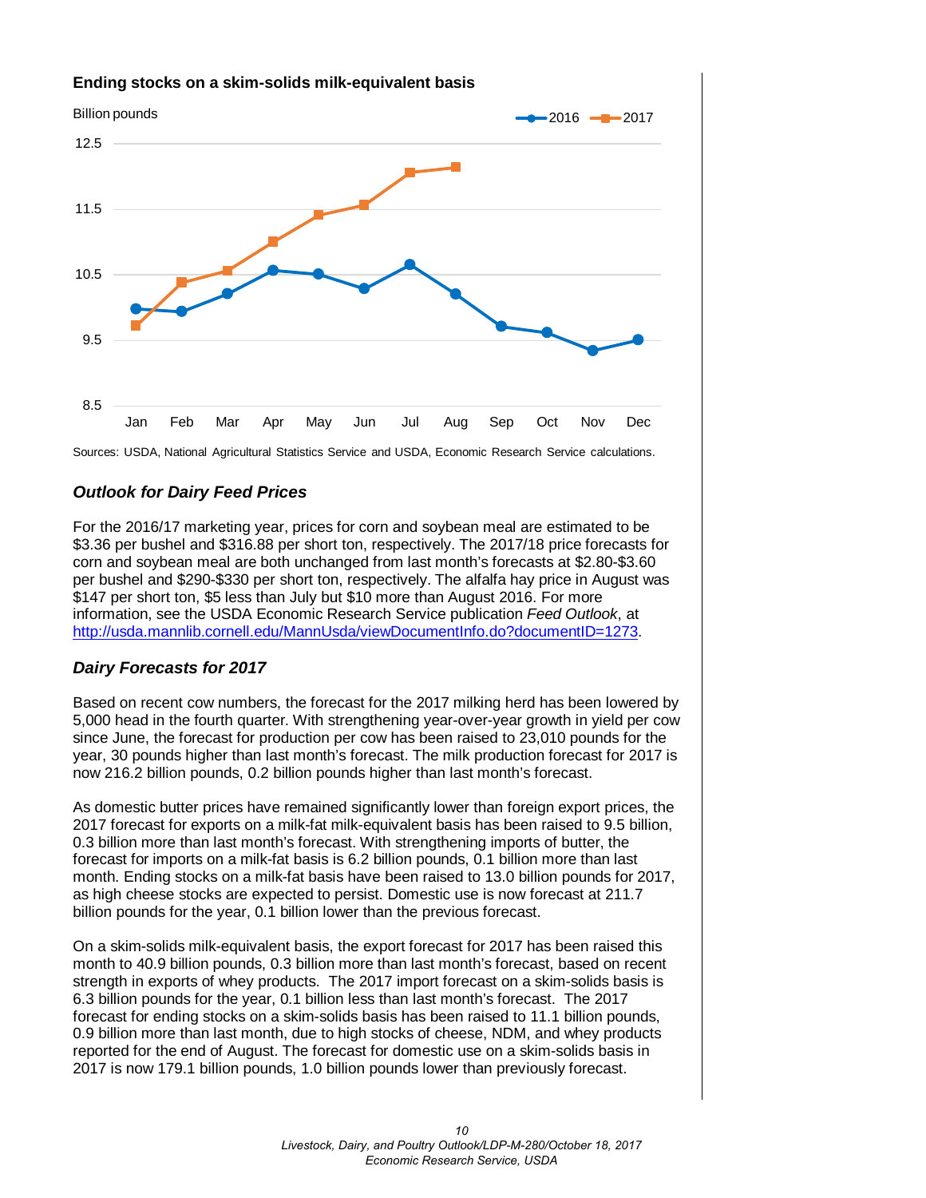**Ending stocks on a skim-solids milk-equivalent basis**

Billion pounds

Sources: USDA, National Agricultural Statistics Service and USDA, Economic Research Service calculations.

### *Outlook for Dairy Feed Prices*

For the 2016/17 marketing year, prices for corn and soybean meal are estimated to be $3.36 per bushel and $316.88 per short ton, respectively. The 2017/18 price forecasts for corn and soybean meal are both unchanged from last month's forecasts at $2.80-$3.60 per bushel and $290-$330 per short ton, respectively. The alfalfa hay price in August was $147 per short ton, $5 less than July but $10 more than August 2016. For more information, see the USDA Economic Research Service publication *Feed Outlook*, at http://usda.mannlib.cornell.edu/MannUsda/viewDocumentInfo.do?documentID=1273.

### *Dairy Forecasts for 2017*

Based on recent cow numbers, the forecast for the 2017 milking herd has been lowered by 5,000 head in the fourth quarter. With strengthening year-over-year growth in yield per cow since June, the forecast for production per cow has been raised to 23,010 pounds for the year, 30 pounds higher than last month's forecast. The milk production forecast for 2017 is now 216.2 billion pounds, 0.2 billion pounds higher than last month's forecast.

As domestic butter prices have remained significantly lower than foreign export prices, the 2017 forecast for exports on a milk-fat milk-equivalent basis has been raised to 9.5 billion, 0.3 billion more than last month's forecast. With strengthening imports of butter, the forecast for imports on a milk-fat basis is 6.2 billion pounds, 0.1 billion more than last month. Ending stocks on a milk-fat basis have been raised to 13.0 billion pounds for 2017, as high cheese stocks are expected to persist. Domestic use is now forecast at 211.7 billion pounds for the year, 0.1 billion lower than the previous forecast.

On a skim-solids milk-equivalent basis, the export forecast for 2017 has been raised this month to 40.9 billion pounds, 0.3 billion more than last month's forecast, based on recent strength in exports of whey products. The 2017 import forecast on a skim-solids basis is 6.3 billion pounds for the year, 0.1 billion less than last month's forecast. The 2017 forecast for ending stocks on a skim-solids basis has been raised to 11.1 billion pounds, 0.9 billion more than last month, due to high stocks of cheese, NDM, and whey products reported for the end of August. The forecast for domestic use on a skim-solids basis in 2017 is now 179.1 billion pounds, 1.0 billion pounds lower than previously forecast.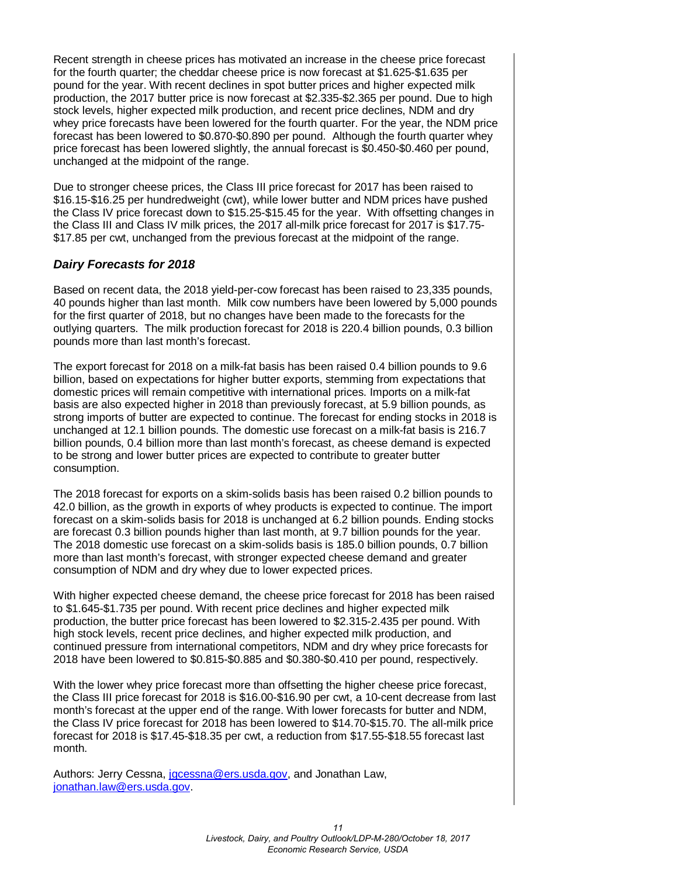Recent strength in cheese prices has motivated an increase in the cheese price forecast for the fourth quarter; the cheddar cheese price is now forecast at $1.625-$1.635 per pound for the year. With recent declines in spot butter prices and higher expected milk production, the 2017 butter price is now forecast at $2.335-$2.365 per pound. Due to high stock levels, higher expected milk production, and recent price declines, NDM and dry whey price forecasts have been lowered for the fourth quarter. For the year, the NDM price forecast has been lowered to $0.870-$0.890 per pound. Although the fourth quarter whey price forecast has been lowered slightly, the annual forecast is $0.450-$0.460 per pound, unchanged at the midpoint of the range.

Due to stronger cheese prices, the Class III price forecast for 2017 has been raised to $16.15-$16.25 per hundredweight (cwt), while lower butter and NDM prices have pushed the Class IV price forecast down to $15.25-$15.45 for the year. With offsetting changes in the Class III and Class IV milk prices, the 2017 all-milk price forecast for 2017 is $17.75-$17.85 per cwt, unchanged from the previous forecast at the midpoint of the range.

### *Dairy Forecasts for 2018*

Based on recent data, the 2018 yield-per-cow forecast has been raised to 23,335 pounds, 40 pounds higher than last month. Milk cow numbers have been lowered by 5,000 pounds for the first quarter of 2018, but no changes have been made to the forecasts for the outlying quarters. The milk production forecast for 2018 is 220.4 billion pounds, 0.3 billion pounds more than last month's forecast.

The export forecast for 2018 on a milk-fat basis has been raised 0.4 billion pounds to 9.6 billion, based on expectations for higher butter exports, stemming from expectations that domestic prices will remain competitive with international prices. Imports on a milk-fat basis are also expected higher in 2018 than previously forecast, at 5.9 billion pounds, as strong imports of butter are expected to continue. The forecast for ending stocks in 2018 is unchanged at 12.1 billion pounds. The domestic use forecast on a milk-fat basis is 216.7 billion pounds, 0.4 billion more than last month's forecast, as cheese demand is expected to be strong and lower butter prices are expected to contribute to greater butter consumption.

The 2018 forecast for exports on a skim-solids basis has been raised 0.2 billion pounds to 42.0 billion, as the growth in exports of whey products is expected to continue. The import forecast on a skim-solids basis for 2018 is unchanged at 6.2 billion pounds. Ending stocks are forecast 0.3 billion pounds higher than last month, at 9.7 billion pounds for the year. The 2018 domestic use forecast on a skim-solids basis is 185.0 billion pounds, 0.7 billion more than last month's forecast, with stronger expected cheese demand and greater consumption of NDM and dry whey due to lower expected prices.

With higher expected cheese demand, the cheese price forecast for 2018 has been raised to $1.645-$1.735 per pound. With recent price declines and higher expected milk production, the butter price forecast has been lowered to $2.315-2.435 per pound. With high stock levels, recent price declines, and higher expected milk production, and continued pressure from international competitors, NDM and dry whey price forecasts for 2018 have been lowered to $0.815-$0.885 and $0.380-$0.410 per pound, respectively.

With the lower whey price forecast more than offsetting the higher cheese price forecast, the Class III price forecast for 2018 is $16.00-$16.90 per cwt, a 10-cent decrease from last month's forecast at the upper end of the range. With lower forecasts for butter and NDM, the Class IV price forecast for 2018 has been lowered to $14.70-$15.70. The all-milk price forecast for 2018 is $17.45-$18.35 per cwt, a reduction from $17.55-$18.55 forecast last month.

Authors: Jerry Cessna, jgcessna@ers.usda.gov, and Jonathan Law, jonathan.law@ers.usda.gov.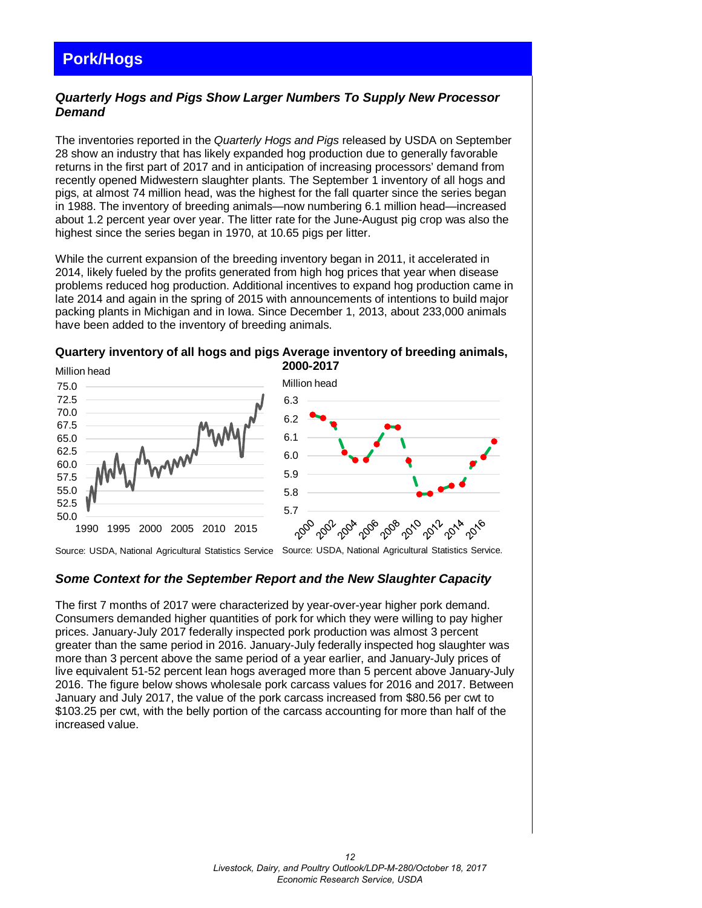# Pork/Hogs

### *Quarterly Hogs and Pigs Show Larger Numbers To Supply New Processor Demand*

The inventories reported in the *Quarterly Hogs and Pigs* released by USDA on September 28 show an industry that has likely expanded hog production due to generally favorable returns in the first part of 2017 and in anticipation of increasing processors' demand from recently opened Midwestern slaughter plants. The September 1 inventory of all hogs and pigs, at almost 74 million head, was the highest for the fall quarter since the series began in 1988. The inventory of breeding animals—now numbering 6.1 million head—increased about 1.2 percent year over year. The litter rate for the June-August pig crop was also the highest since the series began in 1970, at 10.65 pigs per litter.

While the current expansion of the breeding inventory began in 2011, it accelerated in 2014, likely fueled by the profits generated from high hog prices that year when disease problems reduced hog production. Additional incentives to expand hog production came in late 2014 and again in the spring of 2015 with announcements of intentions to build major packing plants in Michigan and in Iowa. Since December 1, 2013, about 233,000 animals have been added to the inventory of breeding animals.

**Quartery inventory of all hogs and pigs**

Million head

Source: USDA, National Agricultural Statistics Service

**Average inventory of breeding animals, 2000-2017**

Million head

Source: USDA, National Agricultural Statistics Service.

### *Some Context for the September Report and the New Slaughter Capacity*

The first 7 months of 2017 were characterized by year-over-year higher pork demand. Consumers demanded higher quantities of pork for which they were willing to pay higher prices. January-July 2017 federally inspected pork production was almost 3 percent greater than the same period in 2016. January-July federally inspected hog slaughter was more than 3 percent above the same period of a year earlier, and January-July prices of live equivalent 51-52 percent lean hogs averaged more than 5 percent above January-July 2016. The figure below shows wholesale pork carcass values for 2016 and 2017. Between January and July 2017, the value of the pork carcass increased from $80.56 per cwt to $103.25 per cwt, with the belly portion of the carcass accounting for more than half of the increased value.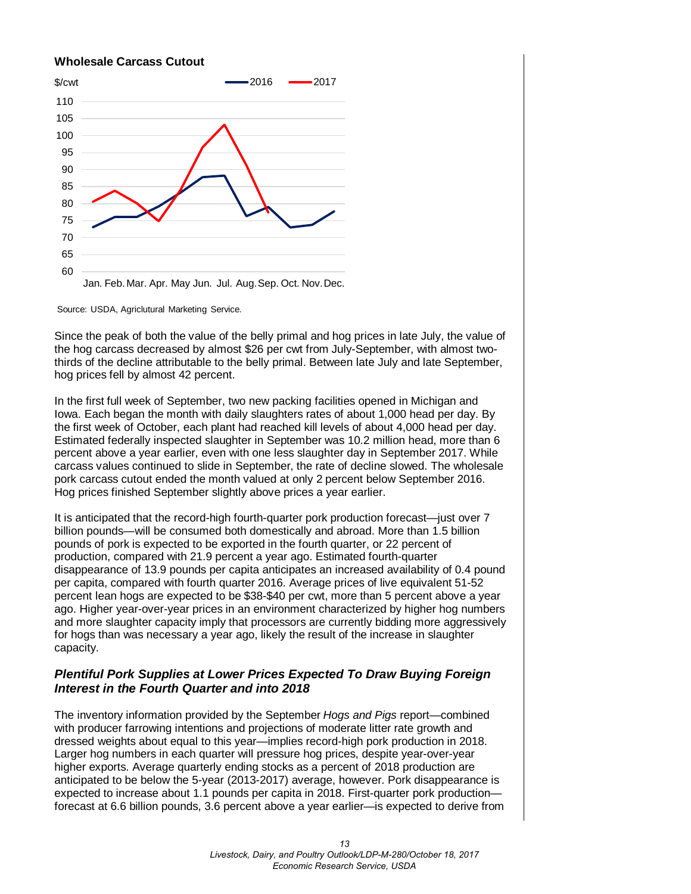**Wholesale Carcass Cutout**

Source: USDA, Agriclutural Marketing Service.

Since the peak of both the value of the belly primal and hog prices in late July, the value of the hog carcass decreased by almost $26 per cwt from July-September, with almost two-thirds of the decline attributable to the belly primal. Between late July and late September, hog prices fell by almost 42 percent.

In the first full week of September, two new packing facilities opened in Michigan and Iowa. Each began the month with daily slaughters rates of about 1,000 head per day. By the first week of October, each plant had reached kill levels of about 4,000 head per day. Estimated federally inspected slaughter in September was 10.2 million head, more than 6 percent above a year earlier, even with one less slaughter day in September 2017. While carcass values continued to slide in September, the rate of decline slowed. The wholesale pork carcass cutout ended the month valued at only 2 percent below September 2016. Hog prices finished September slightly above prices a year earlier.

It is anticipated that the record-high fourth-quarter pork production forecast—just over 7 billion pounds—will be consumed both domestically and abroad. More than 1.5 billion pounds of pork is expected to be exported in the fourth quarter, or 22 percent of production, compared with 21.9 percent a year ago. Estimated fourth-quarter disappearance of 13.9 pounds per capita anticipates an increased availability of 0.4 pound per capita, compared with fourth quarter 2016. Average prices of live equivalent 51-52 percent lean hogs are expected to be $38-$40 per cwt, more than 5 percent above a year ago. Higher year-over-year prices in an environment characterized by higher hog numbers and more slaughter capacity imply that processors are currently bidding more aggressively for hogs than was necessary a year ago, likely the result of the increase in slaughter capacity.

### *Plentiful Pork Supplies at Lower Prices Expected To Draw Buying Foreign Interest in the Fourth Quarter and into 2018*

The inventory information provided by the September *Hogs and Pigs* report—combined with producer farrowing intentions and projections of moderate litter rate growth and dressed weights about equal to this year—implies record-high pork production in 2018. Larger hog numbers in each quarter will pressure hog prices, despite year-over-year higher exports. Average quarterly ending stocks as a percent of 2018 production are anticipated to be below the 5-year (2013-2017) average, however. Pork disappearance is expected to increase about 1.1 pounds per capita in 2018. First-quarter pork production—forecast at 6.6 billion pounds, 3.6 percent above a year earlier—is expected to derive from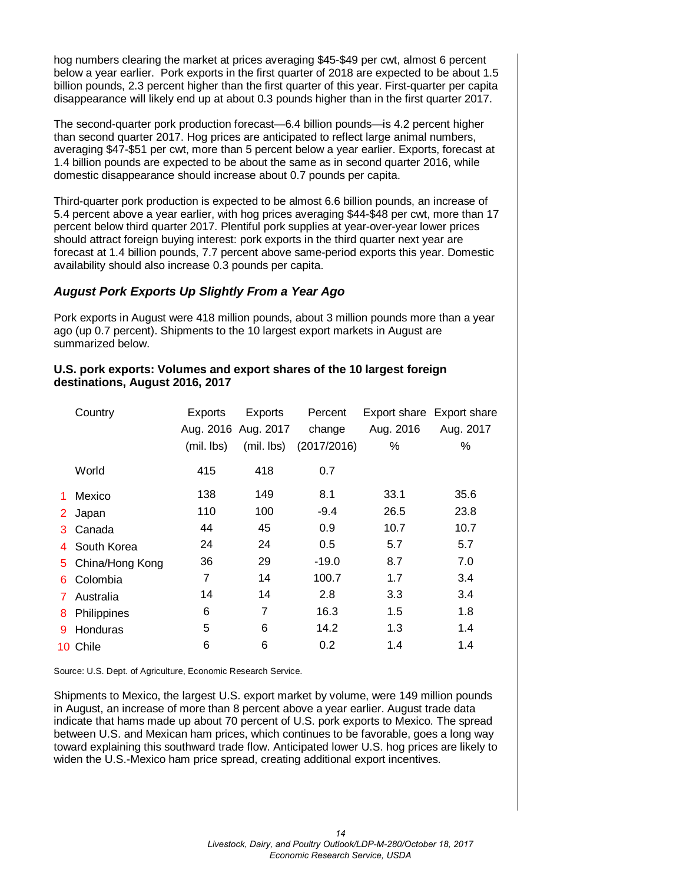hog numbers clearing the market at prices averaging $45-$49 per cwt, almost 6 percent below a year earlier. Pork exports in the first quarter of 2018 are expected to be about 1.5 billion pounds, 2.3 percent higher than the first quarter of this year. First-quarter per capita disappearance will likely end up at about 0.3 pounds higher than in the first quarter 2017.

The second-quarter pork production forecast—6.4 billion pounds—is 4.2 percent higher than second quarter 2017. Hog prices are anticipated to reflect large animal numbers, averaging $47-$51 per cwt, more than 5 percent below a year earlier. Exports, forecast at 1.4 billion pounds are expected to be about the same as in second quarter 2016, while domestic disappearance should increase about 0.7 pounds per capita.

Third-quarter pork production is expected to be almost 6.6 billion pounds, an increase of 5.4 percent above a year earlier, with hog prices averaging $44-$48 per cwt, more than 17 percent below third quarter 2017. Plentiful pork supplies at year-over-year lower prices should attract foreign buying interest: pork exports in the third quarter next year are forecast at 1.4 billion pounds, 7.7 percent above same-period exports this year. Domestic availability should also increase 0.3 pounds per capita.

### *August Pork Exports Up Slightly From a Year Ago*

Pork exports in August were 418 million pounds, about 3 million pounds more than a year ago (up 0.7 percent). Shipments to the 10 largest export markets in August are summarized below.

**U.S. pork exports: Volumes and export shares of the 10 largest foreign destinations, August 2016, 2017**

| | Country | Exports Aug. 2016 (mil. lbs) | Exports Aug. 2017 (mil. lbs) | Percent change (2017/2016) | Export share Aug. 2016 % | Export share Aug. 2017 % |
|---|---|---|---|---|---|---|
| | World | 415 | 418 | 0.7 | | |
| 1 | Mexico | 138 | 149 | 8.1 | 33.1 | 35.6 |
| 2 | Japan | 110 | 100 | -9.4 | 26.5 | 23.8 |
| 3 | Canada | 44 | 45 | 0.9 | 10.7 | 10.7 |
| 4 | South Korea | 24 | 24 | 0.5 | 5.7 | 5.7 |
| 5 | China/Hong Kong | 36 | 29 | -19.0 | 8.7 | 7.0 |
| 6 | Colombia | 7 | 14 | 100.7 | 1.7 | 3.4 |
| 7 | Australia | 14 | 14 | 2.8 | 3.3 | 3.4 |
| 8 | Philippines | 6 | 7 | 16.3 | 1.5 | 1.8 |
| 9 | Honduras | 5 | 6 | 14.2 | 1.3 | 1.4 |
| 10 | Chile | 6 | 6 | 0.2 | 1.4 | 1.4 |

Source: U.S. Dept. of Agriculture, Economic Research Service.

Shipments to Mexico, the largest U.S. export market by volume, were 149 million pounds in August, an increase of more than 8 percent above a year earlier. August trade data indicate that hams made up about 70 percent of U.S. pork exports to Mexico. The spread between U.S. and Mexican ham prices, which continues to be favorable, goes a long way toward explaining this southward trade flow. Anticipated lower U.S. hog prices are likely to widen the U.S.-Mexico ham price spread, creating additional export incentives.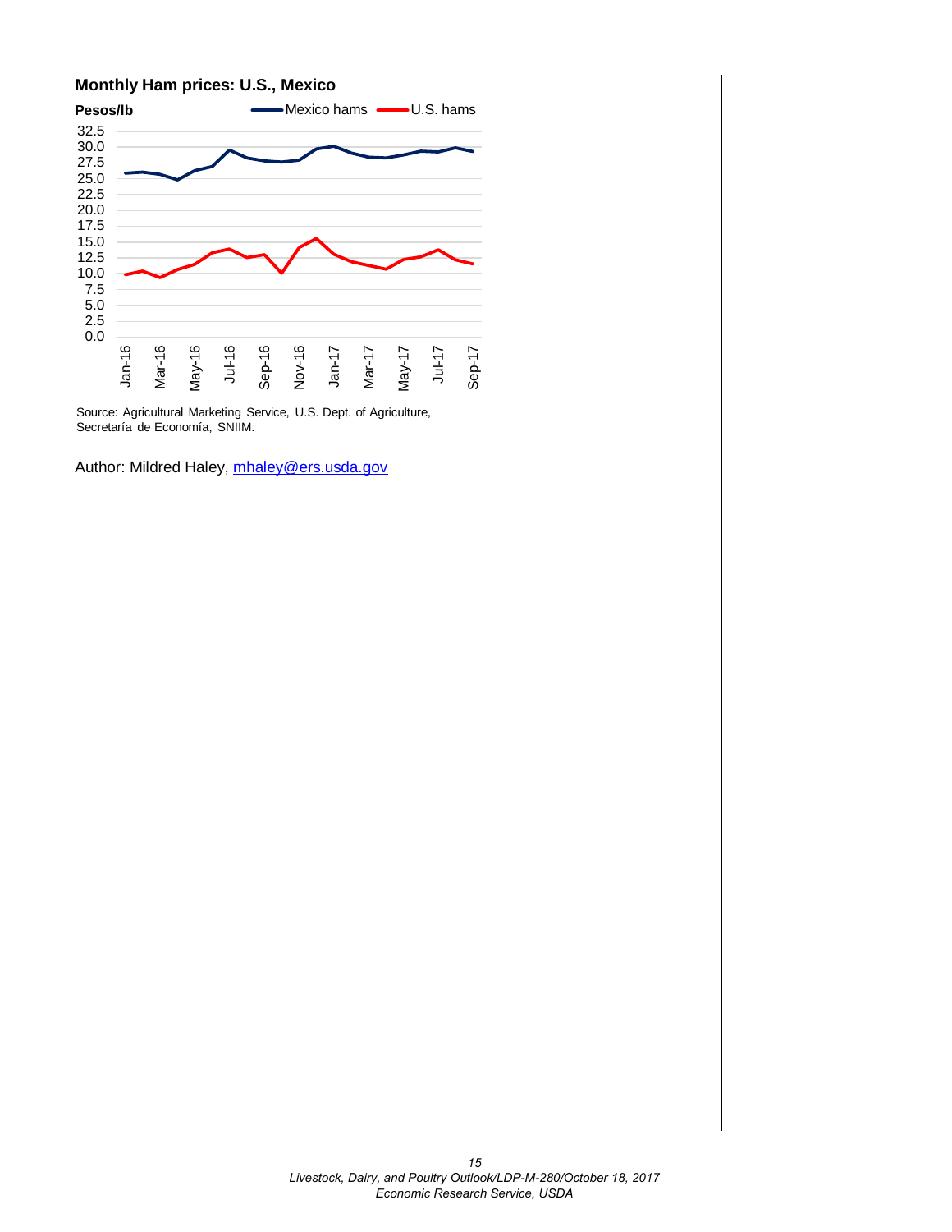**Monthly Ham prices: U.S., Mexico**

Source: Agricultural Marketing Service, U.S. Dept. of Agriculture, Secretaría de Economía, SNIIM.

Author: Mildred Haley, mhaley@ers.usda.gov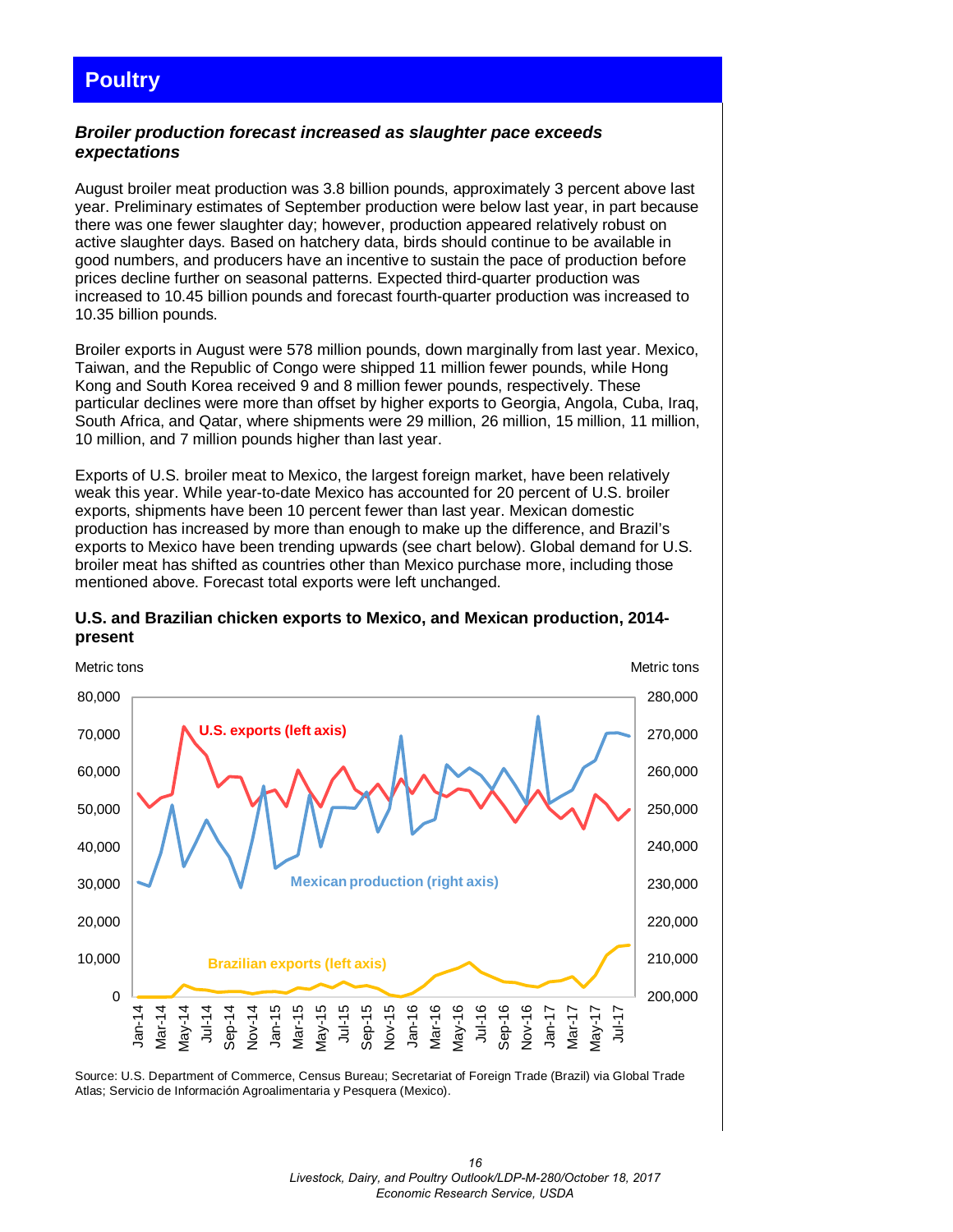# Poultry

***Broiler production forecast increased as slaughter pace exceeds expectations***

August broiler meat production was 3.8 billion pounds, approximately 3 percent above last year. Preliminary estimates of September production were below last year, in part because there was one fewer slaughter day; however, production appeared relatively robust on active slaughter days. Based on hatchery data, birds should continue to be available in good numbers, and producers have an incentive to sustain the pace of production before prices decline further on seasonal patterns. Expected third-quarter production was increased to 10.45 billion pounds and forecast fourth-quarter production was increased to 10.35 billion pounds.

Broiler exports in August were 578 million pounds, down marginally from last year. Mexico, Taiwan, and the Republic of Congo were shipped 11 million fewer pounds, while Hong Kong and South Korea received 9 and 8 million fewer pounds, respectively. These particular declines were more than offset by higher exports to Georgia, Angola, Cuba, Iraq, South Africa, and Qatar, where shipments were 29 million, 26 million, 15 million, 11 million, 10 million, and 7 million pounds higher than last year.

Exports of U.S. broiler meat to Mexico, the largest foreign market, have been relatively weak this year. While year-to-date Mexico has accounted for 20 percent of U.S. broiler exports, shipments have been 10 percent fewer than last year. Mexican domestic production has increased by more than enough to make up the difference, and Brazil's exports to Mexico have been trending upwards (see chart below). Global demand for U.S. broiler meat has shifted as countries other than Mexico purchase more, including those mentioned above. Forecast total exports were left unchanged.

**U.S. and Brazilian chicken exports to Mexico, and Mexican production, 2014-present**

Source: U.S. Department of Commerce, Census Bureau; Secretariat of Foreign Trade (Brazil) via Global Trade Atlas; Servicio de Información Agroalimentaria y Pesquera (Mexico).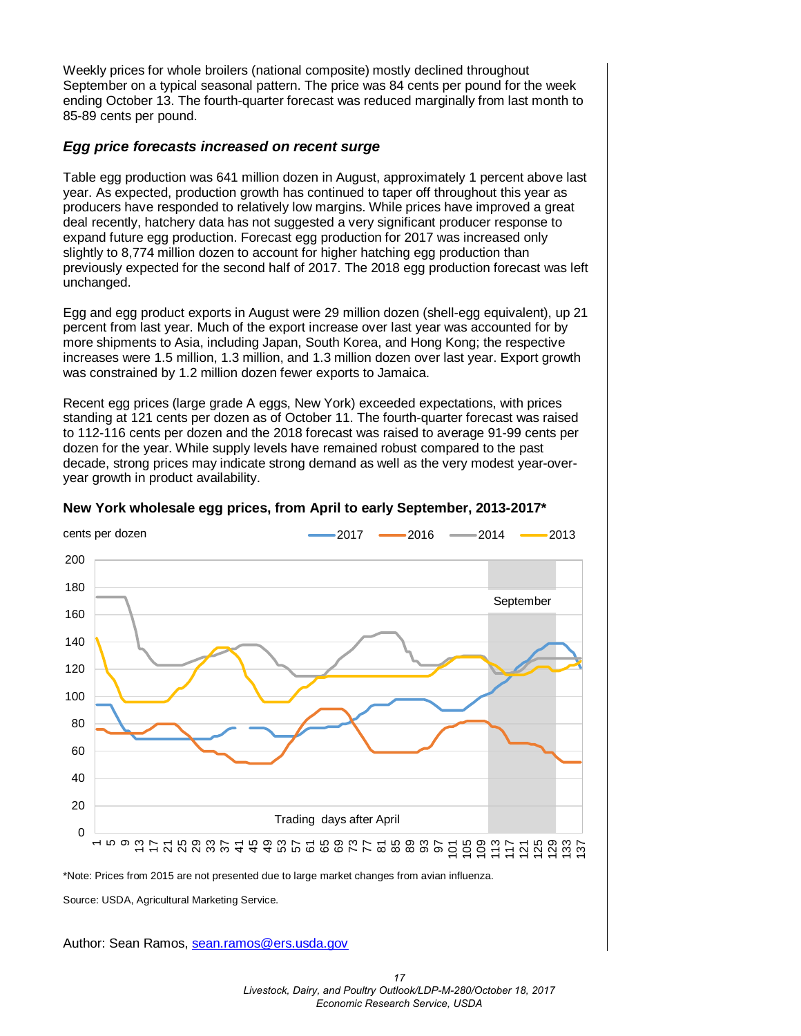Weekly prices for whole broilers (national composite) mostly declined throughout September on a typical seasonal pattern. The price was 84 cents per pound for the week ending October 13. The fourth-quarter forecast was reduced marginally from last month to 85-89 cents per pound.

### *Egg price forecasts increased on recent surge*

Table egg production was 641 million dozen in August, approximately 1 percent above last year. As expected, production growth has continued to taper off throughout this year as producers have responded to relatively low margins. While prices have improved a great deal recently, hatchery data has not suggested a very significant producer response to expand future egg production. Forecast egg production for 2017 was increased only slightly to 8,774 million dozen to account for higher hatching egg production than previously expected for the second half of 2017. The 2018 egg production forecast was left unchanged.

Egg and egg product exports in August were 29 million dozen (shell-egg equivalent), up 21 percent from last year. Much of the export increase over last year was accounted for by more shipments to Asia, including Japan, South Korea, and Hong Kong; the respective increases were 1.5 million, 1.3 million, and 1.3 million dozen over last year. Export growth was constrained by 1.2 million dozen fewer exports to Jamaica.

Recent egg prices (large grade A eggs, New York) exceeded expectations, with prices standing at 121 cents per dozen as of October 11. The fourth-quarter forecast was raised to 112-116 cents per dozen and the 2018 forecast was raised to average 91-99 cents per dozen for the year. While supply levels have remained robust compared to the past decade, strong prices may indicate strong demand as well as the very modest year-over-year growth in product availability.

**New York wholesale egg prices, from April to early September, 2013-2017***

*Note: Prices from 2015 are not presented due to large market changes from avian influenza.

Source: USDA, Agricultural Marketing Service.

Author: Sean Ramos, [sean.ramos@ers.usda.gov](mailto:sean.ramos@ers.usda.gov)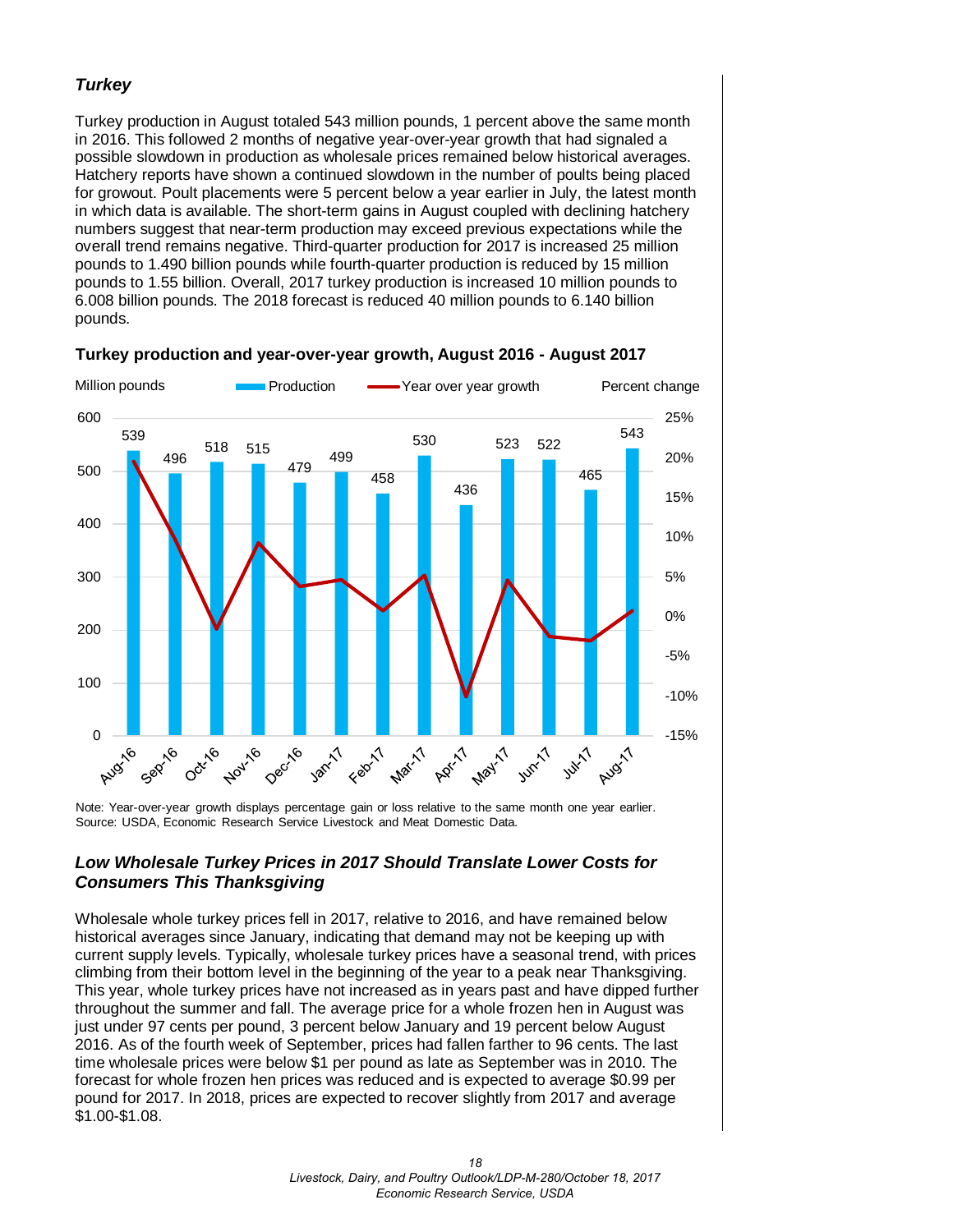### *Turkey*

Turkey production in August totaled 543 million pounds, 1 percent above the same month in 2016. This followed 2 months of negative year-over-year growth that had signaled a possible slowdown in production as wholesale prices remained below historical averages. Hatchery reports have shown a continued slowdown in the number of poults being placed for growout. Poult placements were 5 percent below a year earlier in July, the latest month in which data is available. The short-term gains in August coupled with declining hatchery numbers suggest that near-term production may exceed previous expectations while the overall trend remains negative. Third-quarter production for 2017 is increased 25 million pounds to 1.490 billion pounds while fourth-quarter production is reduced by 15 million pounds to 1.55 billion. Overall, 2017 turkey production is increased 10 million pounds to 6.008 billion pounds. The 2018 forecast is reduced 40 million pounds to 6.140 billion pounds.

**Turkey production and year-over-year growth, August 2016 - August 2017**

| Month | Production (million pounds) |
|---|---|
| Aug-16 | 539 |
| Sep-16 | 496 |
| Oct-16 | 518 |
| Nov-16 | 515 |
| Dec-16 | 479 |
| Jan-17 | 499 |
| Feb-17 | 458 |
| Mar-17 | 530 |
| Apr-17 | 436 |
| May-17 | 523 |
| Jun-17 | 522 |
| Jul-17 | 465 |
| Aug-17 | 543 |

Note: Year-over-year growth displays percentage gain or loss relative to the same month one year earlier.
Source: USDA, Economic Research Service Livestock and Meat Domestic Data.

### *Low Wholesale Turkey Prices in 2017 Should Translate Lower Costs for Consumers This Thanksgiving*

Wholesale whole turkey prices fell in 2017, relative to 2016, and have remained below historical averages since January, indicating that demand may not be keeping up with current supply levels. Typically, wholesale turkey prices have a seasonal trend, with prices climbing from their bottom level in the beginning of the year to a peak near Thanksgiving. This year, whole turkey prices have not increased as in years past and have dipped further throughout the summer and fall. The average price for a whole frozen hen in August was just under 97 cents per pound, 3 percent below January and 19 percent below August 2016. As of the fourth week of September, prices had fallen farther to 96 cents. The last time wholesale prices were below $1 per pound as late as September was in 2010. The forecast for whole frozen hen prices was reduced and is expected to average $0.99 per pound for 2017. In 2018, prices are expected to recover slightly from 2017 and average $1.00-$1.08.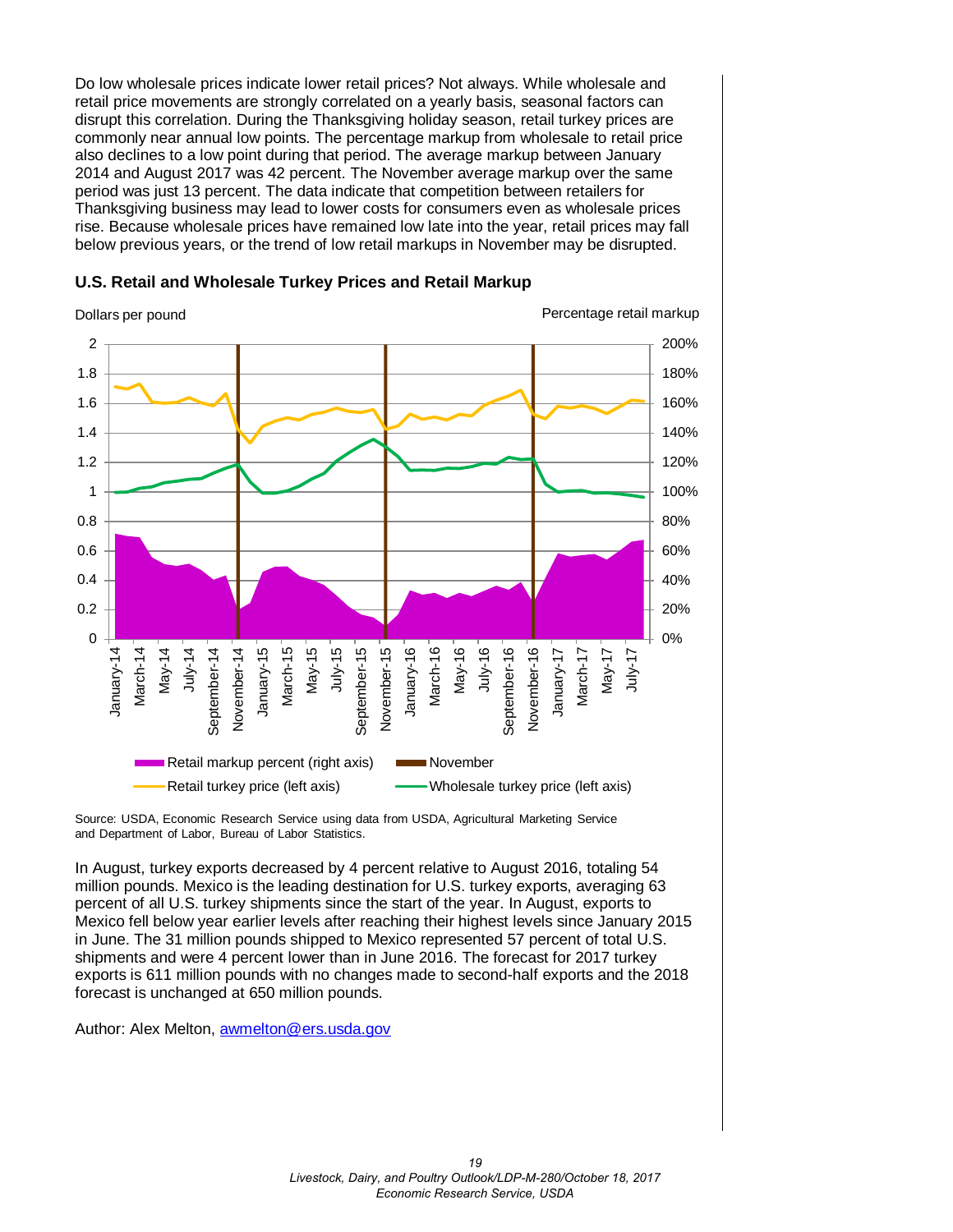Do low wholesale prices indicate lower retail prices? Not always. While wholesale and retail price movements are strongly correlated on a yearly basis, seasonal factors can disrupt this correlation. During the Thanksgiving holiday season, retail turkey prices are commonly near annual low points. The percentage markup from wholesale to retail price also declines to a low point during that period. The average markup between January 2014 and August 2017 was 42 percent. The November average markup over the same period was just 13 percent. The data indicate that competition between retailers for Thanksgiving business may lead to lower costs for consumers even as wholesale prices rise. Because wholesale prices have remained low late into the year, retail prices may fall below previous years, or the trend of low retail markups in November may be disrupted.

**U.S. Retail and Wholesale Turkey Prices and Retail Markup**

Source: USDA, Economic Research Service using data from USDA, Agricultural Marketing Service and Department of Labor, Bureau of Labor Statistics.

In August, turkey exports decreased by 4 percent relative to August 2016, totaling 54 million pounds. Mexico is the leading destination for U.S. turkey exports, averaging 63 percent of all U.S. turkey shipments since the start of the year. In August, exports to Mexico fell below year earlier levels after reaching their highest levels since January 2015 in June. The 31 million pounds shipped to Mexico represented 57 percent of total U.S. shipments and were 4 percent lower than in June 2016. The forecast for 2017 turkey exports is 611 million pounds with no changes made to second-half exports and the 2018 forecast is unchanged at 650 million pounds.

Author: Alex Melton, awmelton@ers.usda.gov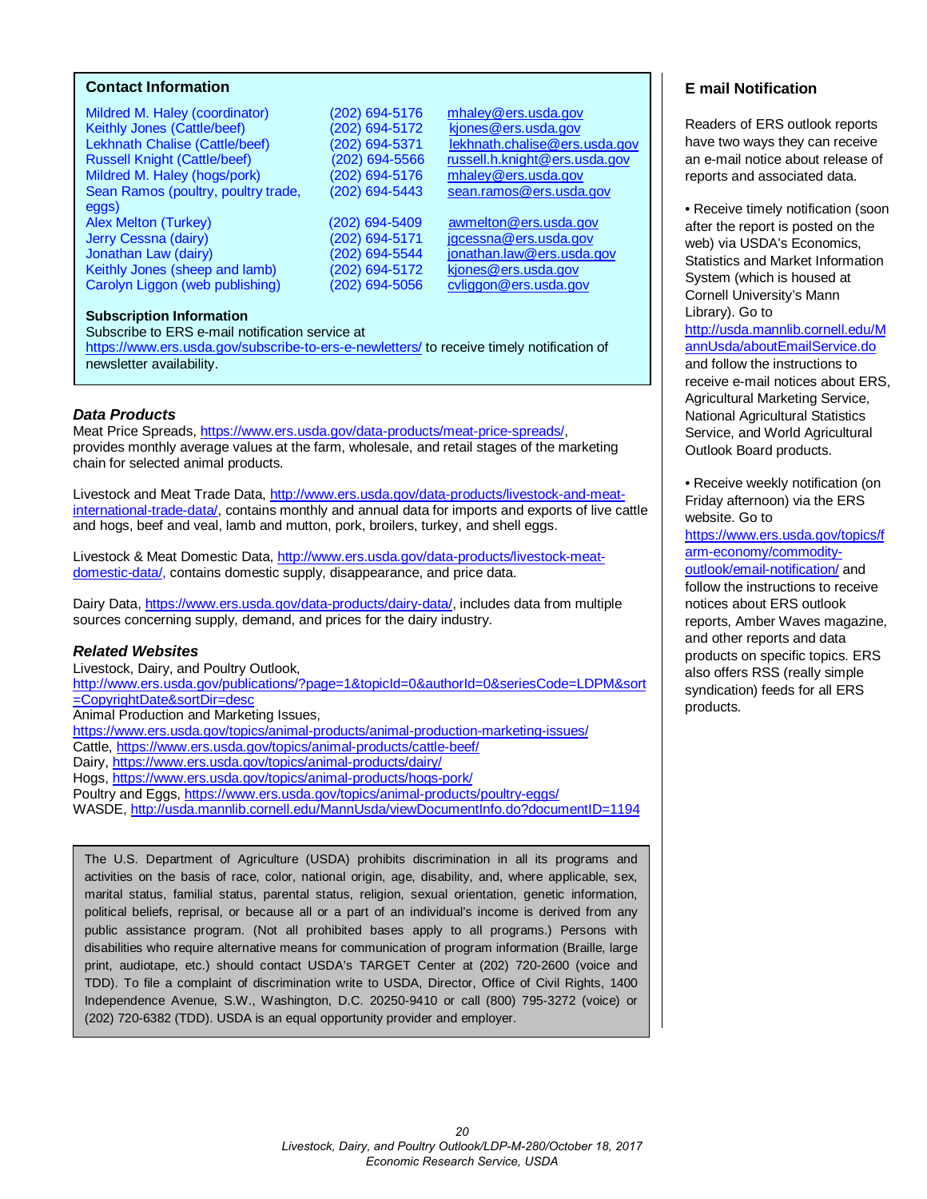## Contact Information

| | | |
|---|---|---|
| Mildred M. Haley (coordinator) | (202) 694-5176 | mhaley@ers.usda.gov |
| Keithly Jones (Cattle/beef) | (202) 694-5172 | kjones@ers.usda.gov |
| Lekhnath Chalise (Cattle/beef) | (202) 694-5371 | lekhnath.chalise@ers.usda.gov |
| Russell Knight (Cattle/beef) | (202) 694-5566 | russell.h.knight@ers.usda.gov |
| Mildred M. Haley (hogs/pork) | (202) 694-5176 | mhaley@ers.usda.gov |
| Sean Ramos (poultry, poultry trade, eggs) | (202) 694-5443 | sean.ramos@ers.usda.gov |
| Alex Melton (Turkey) | (202) 694-5409 | awmelton@ers.usda.gov |
| Jerry Cessna (dairy) | (202) 694-5171 | jgcessna@ers.usda.gov |
| Jonathan Law (dairy) | (202) 694-5544 | jonathan.law@ers.usda.gov |
| Keithly Jones (sheep and lamb) | (202) 694-5172 | kjones@ers.usda.gov |
| Carolyn Liggon (web publishing) | (202) 694-5056 | cvliggon@ers.usda.gov |

**Subscription Information**

Subscribe to ERS e-mail notification service at https://www.ers.usda.gov/subscribe-to-ers-e-newletters/ to receive timely notification of newsletter availability.

### *Data Products*

Meat Price Spreads, https://www.ers.usda.gov/data-products/meat-price-spreads/, provides monthly average values at the farm, wholesale, and retail stages of the marketing chain for selected animal products.

Livestock and Meat Trade Data, http://www.ers.usda.gov/data-products/livestock-and-meat-international-trade-data/, contains monthly and annual data for imports and exports of live cattle and hogs, beef and veal, lamb and mutton, pork, broilers, turkey, and shell eggs.

Livestock & Meat Domestic Data, http://www.ers.usda.gov/data-products/livestock-meat-domestic-data/, contains domestic supply, disappearance, and price data.

Dairy Data, https://www.ers.usda.gov/data-products/dairy-data/, includes data from multiple sources concerning supply, demand, and prices for the dairy industry.

### *Related Websites*

Livestock, Dairy, and Poultry Outlook,
http://www.ers.usda.gov/publications/?page=1&topicId=0&authorId=0&seriesCode=LDPM&sort=CopyrightDate&sortDir=desc
Animal Production and Marketing Issues,
https://www.ers.usda.gov/topics/animal-products/animal-production-marketing-issues/
Cattle, https://www.ers.usda.gov/topics/animal-products/cattle-beef/
Dairy, https://www.ers.usda.gov/topics/animal-products/dairy/
Hogs, https://www.ers.usda.gov/topics/animal-products/hogs-pork/
Poultry and Eggs, https://www.ers.usda.gov/topics/animal-products/poultry-eggs/
WASDE, http://usda.mannlib.cornell.edu/MannUsda/viewDocumentInfo.do?documentID=1194

The U.S. Department of Agriculture (USDA) prohibits discrimination in all its programs and activities on the basis of race, color, national origin, age, disability, and, where applicable, sex, marital status, familial status, parental status, religion, sexual orientation, genetic information, political beliefs, reprisal, or because all or a part of an individual's income is derived from any public assistance program. (Not all prohibited bases apply to all programs.) Persons with disabilities who require alternative means for communication of program information (Braille, large print, audiotape, etc.) should contact USDA's TARGET Center at (202) 720-2600 (voice and TDD). To file a complaint of discrimination write to USDA, Director, Office of Civil Rights, 1400 Independence Avenue, S.W., Washington, D.C. 20250-9410 or call (800) 795-3272 (voice) or (202) 720-6382 (TDD). USDA is an equal opportunity provider and employer.

## E mail Notification

Readers of ERS outlook reports have two ways they can receive an e-mail notice about release of reports and associated data.

- Receive timely notification (soon after the report is posted on the web) via USDA's Economics, Statistics and Market Information System (which is housed at Cornell University's Mann Library). Go to http://usda.mannlib.cornell.edu/MannUsda/aboutEmailService.do and follow the instructions to receive e-mail notices about ERS, Agricultural Marketing Service, National Agricultural Statistics Service, and World Agricultural Outlook Board products.

- Receive weekly notification (on Friday afternoon) via the ERS website. Go to https://www.ers.usda.gov/topics/farm-economy/commodity-outlook/email-notification/ and follow the instructions to receive notices about ERS outlook reports, Amber Waves magazine, and other reports and data products on specific topics. ERS also offers RSS (really simple syndication) feeds for all ERS products.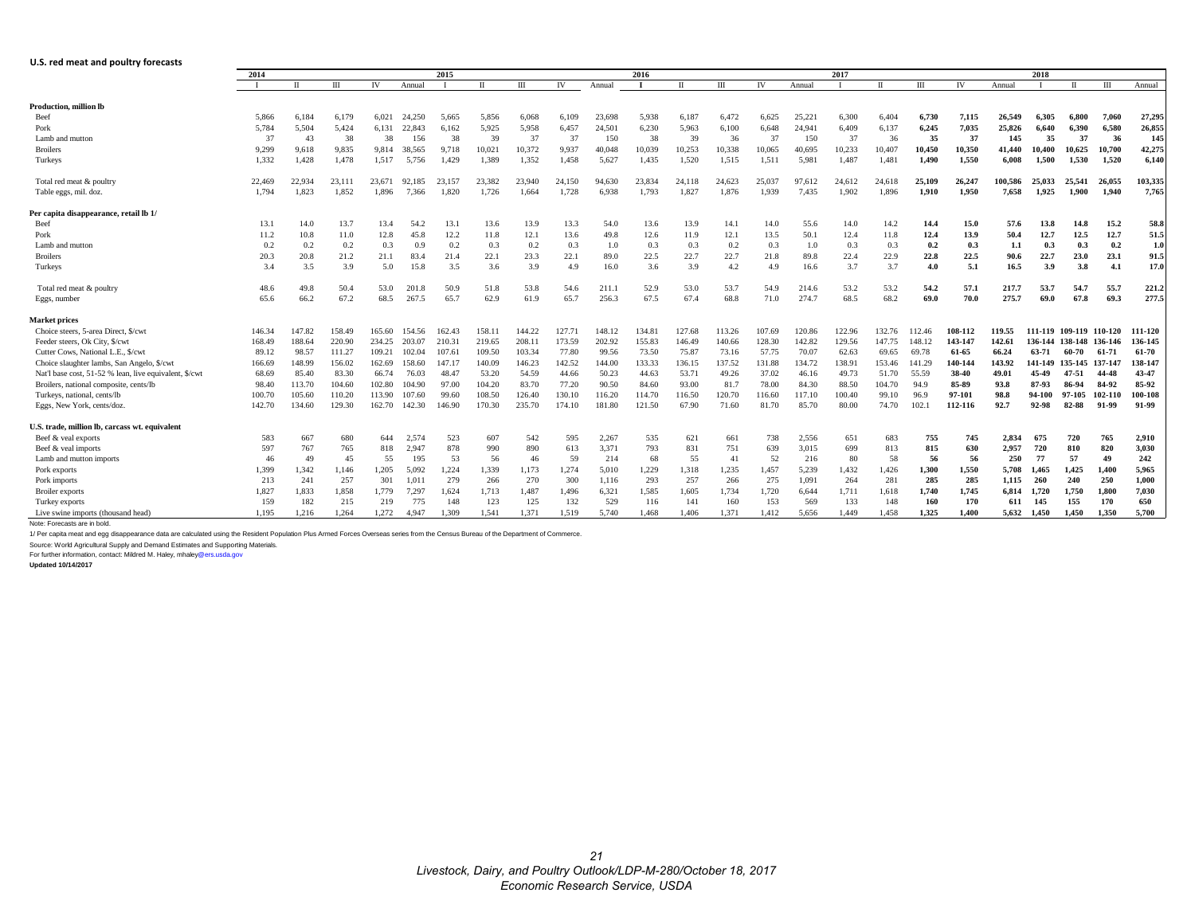**U.S. red meat and poultry forecasts**

| | 2014 | | | | | 2015 | | | | | 2016 | | | | | 2017 | | | | | 2018 | | | |
|---|---|---|---|---|---|---|---|---|---|---|---|---|---|---|---|---|---|---|---|---|---|---|---|---|
| | I | II | III | IV | Annual | I | II | III | IV | Annual | I | II | III | IV | Annual | I | II | III | IV | Annual | I | II | III | Annual |
| **Production, million lb** | | | | | | | | | | | | | | | | | | | | | | | | |
| Beef | 5,866 | 6,184 | 6,179 | 6,021 | 24,250 | 5,665 | 5,856 | 6,068 | 6,109 | 23,698 | 5,938 | 6,187 | 6,472 | 6,625 | 25,221 | 6,300 | 6,404 | **6,730** | **7,115** | **26,549** | **6,305** | **6,800** | **7,060** | **27,295** |
| Pork | 5,784 | 5,504 | 5,424 | 6,131 | 22,843 | 6,162 | 5,925 | 5,958 | 6,457 | 24,501 | 6,230 | 5,963 | 6,100 | 6,648 | 24,941 | 6,409 | 6,137 | **6,245** | **7,035** | **25,826** | **6,640** | **6,390** | **6,580** | **26,855** |
| Lamb and mutton | 37 | 43 | 38 | 38 | 156 | 38 | 39 | 37 | 37 | 150 | 38 | 39 | 36 | 37 | 150 | 37 | 36 | **35** | **37** | **145** | **35** | **37** | **36** | **145** |
| Broilers | 9,299 | 9,618 | 9,835 | 9,814 | 38,565 | 9,718 | 10,021 | 10,372 | 9,937 | 40,048 | 10,039 | 10,253 | 10,338 | 10,065 | 40,695 | 10,233 | 10,407 | **10,450** | **10,350** | **41,440** | **10,400** | **10,625** | **10,700** | **42,275** |
| Turkeys | 1,332 | 1,428 | 1,478 | 1,517 | 5,756 | 1,429 | 1,389 | 1,352 | 1,458 | 5,627 | 1,435 | 1,520 | 1,515 | 1,511 | 5,981 | 1,487 | 1,481 | **1,490** | **1,550** | **6,008** | **1,500** | **1,530** | **1,520** | **6,140** |
| Total red meat & poultry | 22,469 | 22,934 | 23,111 | 23,671 | 92,185 | 23,157 | 23,382 | 23,940 | 24,150 | 94,630 | 23,834 | 24,118 | 24,623 | 25,037 | 97,612 | 24,612 | 24,618 | **25,109** | **26,247** | **100,586** | **25,033** | **25,541** | **26,055** | **103,335** |
| Table eggs, mil. doz. | 1,794 | 1,823 | 1,852 | 1,896 | 7,366 | 1,820 | 1,726 | 1,664 | 1,728 | 6,938 | 1,793 | 1,827 | 1,876 | 1,939 | 7,435 | 1,902 | 1,896 | **1,910** | **1,950** | **7,658** | **1,925** | **1,900** | **1,940** | **7,765** |
| **Per capita disappearance, retail lb 1/** | | | | | | | | | | | | | | | | | | | | | | | | |
| Beef | 13.1 | 14.0 | 13.7 | 13.4 | 54.2 | 13.1 | 13.6 | 13.9 | 13.3 | 54.0 | 13.6 | 13.9 | 14.1 | 14.0 | 55.6 | 14.0 | 14.2 | **14.4** | **15.0** | **57.6** | **13.8** | **14.8** | **15.2** | **58.8** |
| Pork | 11.2 | 10.8 | 11.0 | 12.8 | 45.8 | 12.2 | 11.8 | 12.1 | 13.6 | 49.8 | 12.6 | 11.9 | 12.1 | 13.5 | 50.1 | 12.4 | 11.8 | **12.4** | **13.9** | **50.4** | **12.7** | **12.5** | **12.7** | **51.5** |
| Lamb and mutton | 0.2 | 0.2 | 0.2 | 0.3 | 0.9 | 0.2 | 0.3 | 0.2 | 0.3 | 1.0 | 0.3 | 0.3 | 0.2 | 0.3 | 1.0 | 0.3 | 0.3 | **0.2** | **0.3** | **1.1** | **0.3** | **0.3** | **0.2** | **1.0** |
| Broilers | 20.3 | 20.8 | 21.2 | 21.1 | 83.4 | 21.4 | 22.1 | 23.3 | 22.1 | 89.0 | 22.5 | 22.7 | 22.7 | 21.8 | 89.8 | 22.4 | 22.9 | **22.8** | **22.5** | **90.6** | **22.7** | **23.0** | **23.1** | **91.5** |
| Turkeys | 3.4 | 3.5 | 3.9 | 5.0 | 15.8 | 3.5 | 3.6 | 3.9 | 4.9 | 16.0 | 3.6 | 3.9 | 4.2 | 4.9 | 16.6 | 3.7 | 3.7 | **4.0** | **5.1** | **16.5** | **3.9** | **3.8** | **4.1** | **17.0** |
| Total red meat & poultry | 48.6 | 49.8 | 50.4 | 53.0 | 201.8 | 50.9 | 51.8 | 53.8 | 54.6 | 211.1 | 52.9 | 53.0 | 53.7 | 54.9 | 214.6 | 53.2 | 53.2 | **54.2** | **57.1** | **217.7** | **53.7** | **54.7** | **55.7** | **221.2** |
| Eggs, number | 65.6 | 66.2 | 67.2 | 68.5 | 267.5 | 65.7 | 62.9 | 61.9 | 65.7 | 256.3 | 67.5 | 67.4 | 68.8 | 71.0 | 274.7 | 68.5 | 68.2 | **69.0** | **70.0** | **275.7** | **69.0** | **67.8** | **69.3** | **277.5** |
| **Market prices** | | | | | | | | | | | | | | | | | | | | | | | | |
| Choice steers, 5-area Direct, $/cwt | 146.34 | 147.82 | 158.49 | 165.60 | 154.56 | 162.43 | 158.11 | 144.22 | 127.71 | 148.12 | 134.81 | 127.68 | 113.26 | 107.69 | 120.86 | 122.96 | 132.76 | 112.46 | **108-112** | **119.55** | **111-119** | **109-119** | **110-120** | **111-120** |
| Feeder steers, Ok City, $/cwt | 168.49 | 188.64 | 220.90 | 234.25 | 203.07 | 210.31 | 219.65 | 208.11 | 173.59 | 202.92 | 155.83 | 146.49 | 140.66 | 128.30 | 142.82 | 129.56 | 147.75 | 148.12 | **143-147** | **142.61** | **136-144** | **138-148** | **136-146** | **136-145** |
| Cutter Cows, National L.E., $/cwt | 89.12 | 98.57 | 111.27 | 109.21 | 102.04 | 107.61 | 109.50 | 103.34 | 77.80 | 99.56 | 73.50 | 75.87 | 73.16 | 57.75 | 70.07 | 62.63 | 69.65 | 69.78 | **61-65** | **66.24** | **63-71** | **60-70** | **61-71** | **61-70** |
| Choice slaughter lambs, San Angelo, $/cwt | 166.69 | 148.99 | 156.02 | 162.69 | 158.60 | 147.17 | 140.09 | 146.23 | 142.52 | 144.00 | 133.33 | 136.15 | 137.52 | 131.88 | 134.72 | 138.91 | 153.46 | 141.29 | **140-144** | **143.92** | **141-149** | **135-145** | **137-147** | **138-147** |
| Nat'l base cost, 51-52 % lean, live equivalent, $/cwt | 68.69 | 85.40 | 83.30 | 66.74 | 76.03 | 48.47 | 53.20 | 54.59 | 44.66 | 50.23 | 44.63 | 53.71 | 49.26 | 37.02 | 46.16 | 49.73 | 51.70 | 55.59 | **38-40** | **49.01** | **45-49** | **47-51** | **44-48** | **43-47** |
| Broilers, national composite, cents/lb | 98.40 | 113.70 | 104.60 | 102.80 | 104.90 | 97.00 | 104.20 | 83.70 | 77.20 | 90.50 | 84.60 | 93.00 | 81.7 | 78.00 | 84.30 | 88.50 | 104.70 | 94.9 | **85-89** | **93.8** | **87-93** | **86-94** | **84-92** | **85-92** |
| Turkeys, national, cents/lb | 100.70 | 105.60 | 110.20 | 113.90 | 107.60 | 99.60 | 108.50 | 126.40 | 130.10 | 116.20 | 114.70 | 116.50 | 120.70 | 116.60 | 117.10 | 100.40 | 99.10 | 96.9 | **97-101** | **98.8** | **94-100** | **97-105** | **102-110** | **100-108** |
| Eggs, New York, cents/doz. | 142.70 | 134.60 | 129.30 | 162.70 | 142.30 | 146.90 | 170.30 | 235.70 | 174.10 | 181.80 | 121.50 | 67.90 | 71.60 | 81.70 | 85.70 | 80.00 | 74.70 | 102.1 | **112-116** | **92.7** | **92-98** | **82-88** | **91-99** | **91-99** |
| **U.S. trade, million lb, carcass wt. equivalent** | | | | | | | | | | | | | | | | | | | | | | | | |
| Beef & veal exports | 583 | 667 | 680 | 644 | 2,574 | 523 | 607 | 542 | 595 | 2,267 | 535 | 621 | 661 | 738 | 2,556 | 651 | 683 | **755** | **745** | **2,834** | **675** | **720** | **765** | **2,910** |
| Beef & veal imports | 597 | 767 | 765 | 818 | 2,947 | 878 | 990 | 890 | 613 | 3,371 | 793 | 831 | 751 | 639 | 3,015 | 699 | 813 | **815** | **630** | **2,957** | **720** | **810** | **820** | **3,030** |
| Lamb and mutton imports | 46 | 49 | 45 | 55 | 195 | 53 | 56 | 46 | 59 | 214 | 68 | 55 | 41 | 52 | 216 | 80 | 58 | **56** | **56** | **250** | **77** | **57** | **49** | **242** |
| Pork exports | 1,399 | 1,342 | 1,146 | 1,205 | 5,092 | 1,224 | 1,339 | 1,173 | 1,274 | 5,010 | 1,229 | 1,318 | 1,235 | 1,457 | 5,239 | 1,432 | 1,426 | **1,300** | **1,550** | **5,708** | **1,465** | **1,425** | **1,400** | **5,965** |
| Pork imports | 213 | 241 | 257 | 301 | 1,011 | 279 | 266 | 270 | 300 | 1,116 | 293 | 257 | 266 | 275 | 1,091 | 264 | 281 | **285** | **285** | **1,115** | **260** | **240** | **250** | **1,000** |
| Broiler exports | 1,827 | 1,833 | 1,858 | 1,779 | 7,297 | 1,624 | 1,713 | 1,487 | 1,496 | 6,321 | 1,585 | 1,605 | 1,734 | 1,720 | 6,644 | 1,711 | 1,618 | **1,740** | **1,745** | **6,814** | **1,720** | **1,750** | **1,800** | **7,030** |
| Turkey exports | 159 | 182 | 215 | 219 | 775 | 148 | 123 | 125 | 132 | 529 | 116 | 141 | 160 | 153 | 569 | 133 | 148 | **160** | **170** | **611** | **145** | **155** | **170** | **650** |
| Live swine imports (thousand head) | 1,195 | 1,216 | 1,264 | 1,272 | 4,947 | 1,309 | 1,541 | 1,371 | 1,519 | 5,740 | 1,468 | 1,406 | 1,371 | 1,412 | 5,656 | 1,449 | 1,458 | **1,325** | **1,400** | **5,632** | **1,450** | **1,450** | **1,350** | **5,700** |

Note: Forecasts are in bold.

1/ Per capita meat and egg disappearance data are calculated using the Resident Population Plus Armed Forces Overseas series from the Census Bureau of the Department of Commerce.

Source: World Agricultural Supply and Demand Estimates and Supporting Materials.

For further information, contact: Mildred M. Haley, mhaley@ers.usda.gov

**Updated 10/14/2017**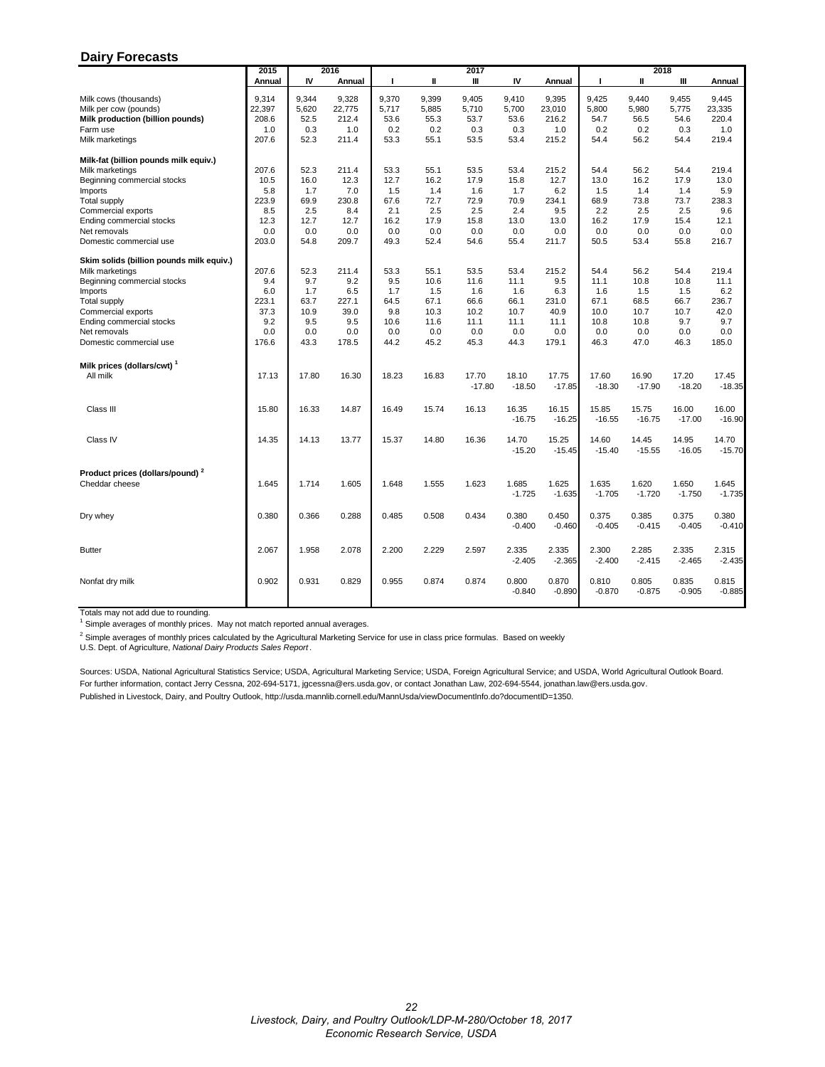## Dairy Forecasts

| | 2015 | 2016 | | 2017 | | | | | 2018 | | | |
|---|---|---|---|---|---|---|---|---|---|---|---|---|
| | Annual | IV | Annual | I | II | III | IV | Annual | I | II | III | Annual |
| Milk cows (thousands) | 9,314 | 9,344 | 9,328 | 9,370 | 9,399 | 9,405 | 9,410 | 9,395 | 9,425 | 9,440 | 9,455 | 9,445 |
| Milk per cow (pounds) | 22,397 | 5,620 | 22,775 | 5,717 | 5,885 | 5,710 | 5,700 | 23,010 | 5,800 | 5,980 | 5,775 | 23,335 |
| **Milk production (billion pounds)** | 208.6 | 52.5 | 212.4 | 53.6 | 55.3 | 53.7 | 53.6 | 216.2 | 54.7 | 56.5 | 54.6 | 220.4 |
| Farm use | 1.0 | 0.3 | 1.0 | 0.2 | 0.2 | 0.3 | 0.3 | 1.0 | 0.2 | 0.2 | 0.3 | 1.0 |
| Milk marketings | 207.6 | 52.3 | 211.4 | 53.3 | 55.1 | 53.5 | 53.4 | 215.2 | 54.4 | 56.2 | 54.4 | 219.4 |
| **Milk-fat (billion pounds milk equiv.)** | | | | | | | | | | | | |
| Milk marketings | 207.6 | 52.3 | 211.4 | 53.3 | 55.1 | 53.5 | 53.4 | 215.2 | 54.4 | 56.2 | 54.4 | 219.4 |
| Beginning commercial stocks | 10.5 | 16.0 | 12.3 | 12.7 | 16.2 | 17.9 | 15.8 | 12.7 | 13.0 | 16.2 | 17.9 | 13.0 |
| Imports | 5.8 | 1.7 | 7.0 | 1.5 | 1.4 | 1.6 | 1.7 | 6.2 | 1.5 | 1.4 | 1.4 | 5.9 |
| Total supply | 223.9 | 69.9 | 230.8 | 67.6 | 72.7 | 72.9 | 70.9 | 234.1 | 68.9 | 73.8 | 73.7 | 238.3 |
| Commercial exports | 8.5 | 2.5 | 8.4 | 2.1 | 2.5 | 2.5 | 2.4 | 9.5 | 2.2 | 2.5 | 2.5 | 9.6 |
| Ending commercial stocks | 12.3 | 12.7 | 12.7 | 16.2 | 17.9 | 15.8 | 13.0 | 13.0 | 16.2 | 17.9 | 15.4 | 12.1 |
| Net removals | 0.0 | 0.0 | 0.0 | 0.0 | 0.0 | 0.0 | 0.0 | 0.0 | 0.0 | 0.0 | 0.0 | 0.0 |
| Domestic commercial use | 203.0 | 54.8 | 209.7 | 49.3 | 52.4 | 54.6 | 55.4 | 211.7 | 50.5 | 53.4 | 55.8 | 216.7 |
| **Skim solids (billion pounds milk equiv.)** | | | | | | | | | | | | |
| Milk marketings | 207.6 | 52.3 | 211.4 | 53.3 | 55.1 | 53.5 | 53.4 | 215.2 | 54.4 | 56.2 | 54.4 | 219.4 |
| Beginning commercial stocks | 9.4 | 9.7 | 9.2 | 9.5 | 10.6 | 11.6 | 11.1 | 9.5 | 11.1 | 10.8 | 10.8 | 11.1 |
| Imports | 6.0 | 1.7 | 6.5 | 1.7 | 1.5 | 1.6 | 1.6 | 6.3 | 1.6 | 1.5 | 1.5 | 6.2 |
| Total supply | 223.1 | 63.7 | 227.1 | 64.5 | 67.1 | 66.6 | 66.1 | 231.0 | 67.1 | 68.5 | 66.7 | 236.7 |
| Commercial exports | 37.3 | 10.9 | 39.0 | 9.8 | 10.3 | 10.2 | 10.7 | 40.9 | 10.0 | 10.7 | 10.7 | 42.0 |
| Ending commercial stocks | 9.2 | 9.5 | 9.5 | 10.6 | 11.6 | 11.1 | 11.1 | 11.1 | 10.8 | 10.8 | 9.7 | 9.7 |
| Net removals | 0.0 | 0.0 | 0.0 | 0.0 | 0.0 | 0.0 | 0.0 | 0.0 | 0.0 | 0.0 | 0.0 | 0.0 |
| Domestic commercial use | 176.6 | 43.3 | 178.5 | 44.2 | 45.2 | 45.3 | 44.3 | 179.1 | 46.3 | 47.0 | 46.3 | 185.0 |
| **Milk prices (dollars/cwt)** [1] | | | | | | | | | | | | |
| All milk | 17.13 | 17.80 | 16.30 | 18.23 | 16.83 | 17.70 -17.80 | 18.10 -18.50 | 17.75 -17.85 | 17.60 -18.30 | 16.90 -17.90 | 17.20 -18.20 | 17.45 -18.35 |
| Class III | 15.80 | 16.33 | 14.87 | 16.49 | 15.74 | 16.13 | 16.35 -16.75 | 16.15 -16.25 | 15.85 -16.55 | 15.75 -16.75 | 16.00 -17.00 | 16.00 -16.90 |
| Class IV | 14.35 | 14.13 | 13.77 | 15.37 | 14.80 | 16.36 | 14.70 -15.20 | 15.25 -15.45 | 14.60 -15.40 | 14.45 -15.55 | 14.95 -16.05 | 14.70 -15.70 |
| **Product prices (dollars/pound)** [2] | | | | | | | | | | | | |
| Cheddar cheese | 1.645 | 1.714 | 1.605 | 1.648 | 1.555 | 1.623 | 1.685 -1.725 | 1.625 -1.635 | 1.635 -1.705 | 1.620 -1.720 | 1.650 -1.750 | 1.645 -1.735 |
| Dry whey | 0.380 | 0.366 | 0.288 | 0.485 | 0.508 | 0.434 | 0.380 -0.400 | 0.450 -0.460 | 0.375 -0.405 | 0.385 -0.415 | 0.375 -0.405 | 0.380 -0.410 |
| Butter | 2.067 | 1.958 | 2.078 | 2.200 | 2.229 | 2.597 | 2.335 -2.405 | 2.335 -2.365 | 2.300 -2.400 | 2.285 -2.415 | 2.335 -2.465 | 2.315 -2.435 |
| Nonfat dry milk | 0.902 | 0.931 | 0.829 | 0.955 | 0.874 | 0.874 | 0.800 -0.840 | 0.870 -0.890 | 0.810 -0.870 | 0.805 -0.875 | 0.835 -0.905 | 0.815 -0.885 |

Totals may not add due to rounding.

[1] Simple averages of monthly prices. May not match reported annual averages.

[2] Simple averages of monthly prices calculated by the Agricultural Marketing Service for use in class price formulas. Based on weekly U.S. Dept. of Agriculture, *National Dairy Products Sales Report*.

Sources: USDA, National Agricultural Statistics Service; USDA, Agricultural Marketing Service; USDA, Foreign Agricultural Service; and USDA, World Agricultural Outlook Board.
For further information, contact Jerry Cessna, 202-694-5171, jgcessna@ers.usda.gov, or contact Jonathan Law, 202-694-5544, jonathan.law@ers.usda.gov.
Published in Livestock, Dairy, and Poultry Outlook, http://usda.mannlib.cornell.edu/MannUsda/viewDocumentInfo.do?documentID=1350.